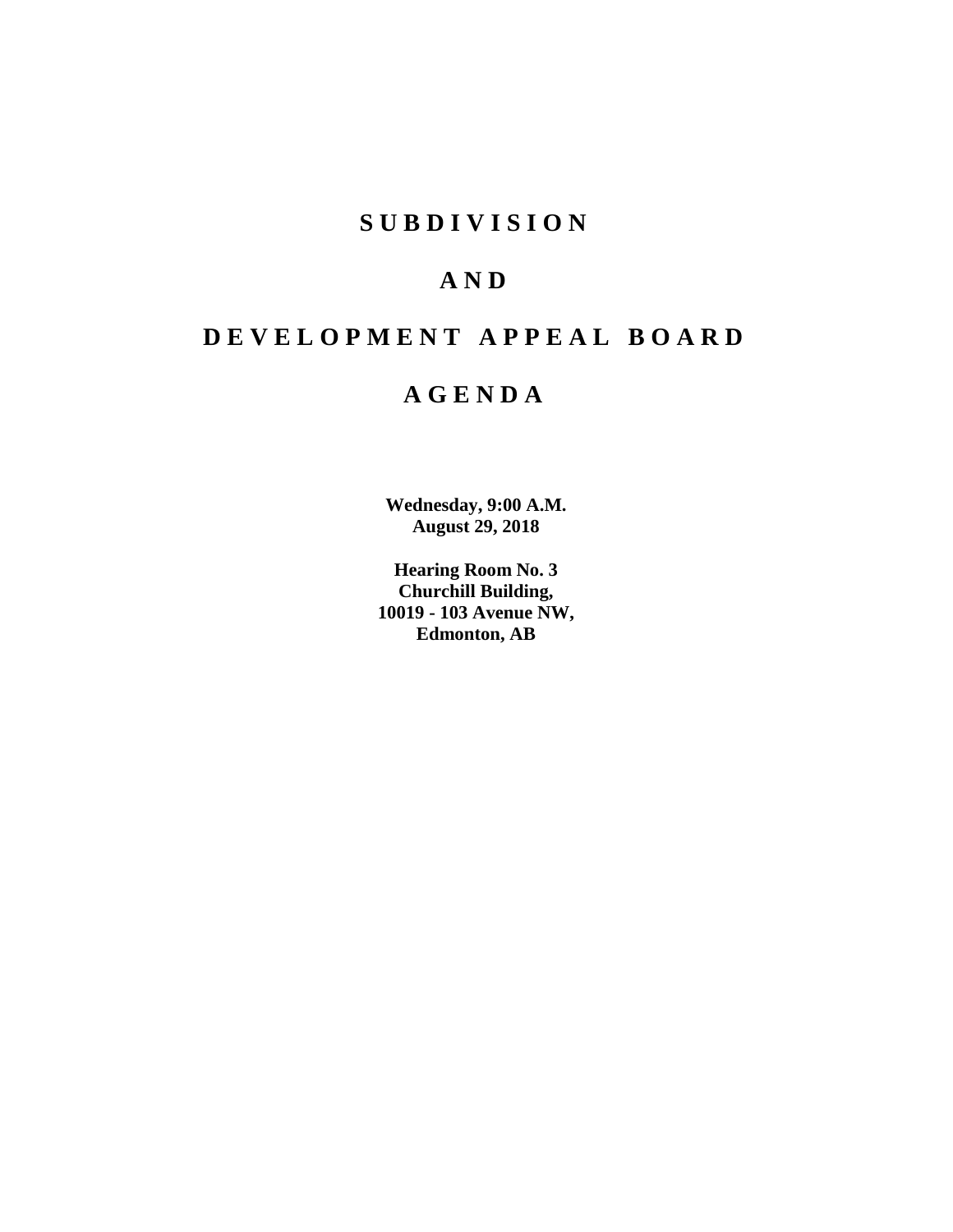# SUBDIVISION

# AND

# DEVELOPMENT APPEAL BOARD

# AGENDA

**Wednesday, 9:00 A.M.**
**August 29, 2018**

**Hearing Room No. 3**
**Churchill Building,**
**10019 - 103 Avenue NW,**
**Edmonton, AB**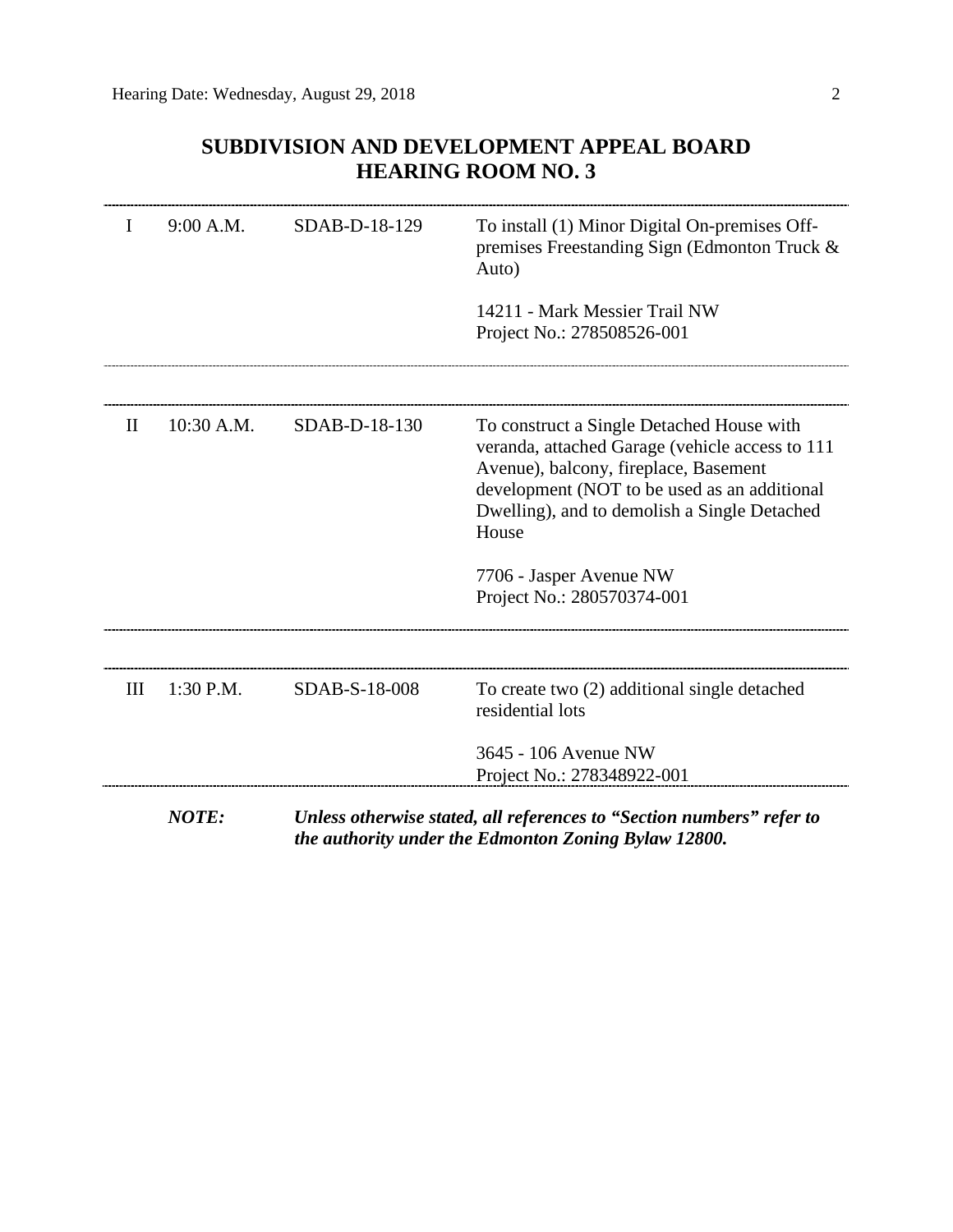# SUBDIVISION AND DEVELOPMENT APPEAL BOARD
## HEARING ROOM NO. 3

| | | | |
|---|---|---|---|
| I | 9:00 A.M. | SDAB-D-18-129 | To install (1) Minor Digital On-premises Off-premises Freestanding Sign (Edmonton Truck & Auto)<br><br>14211 - Mark Messier Trail NW<br>Project No.: 278508526-001 |
| II | 10:30 A.M. | SDAB-D-18-130 | To construct a Single Detached House with veranda, attached Garage (vehicle access to 111 Avenue), balcony, fireplace, Basement development (NOT to be used as an additional Dwelling), and to demolish a Single Detached House<br><br>7706 - Jasper Avenue NW<br>Project No.: 280570374-001 |
| III | 1:30 P.M. | SDAB-S-18-008 | To create two (2) additional single detached residential lots<br><br>3645 - 106 Avenue NW<br>Project No.: 278348922-001 |

***NOTE:*** ***Unless otherwise stated, all references to "Section numbers" refer to the authority under the Edmonton Zoning Bylaw 12800.***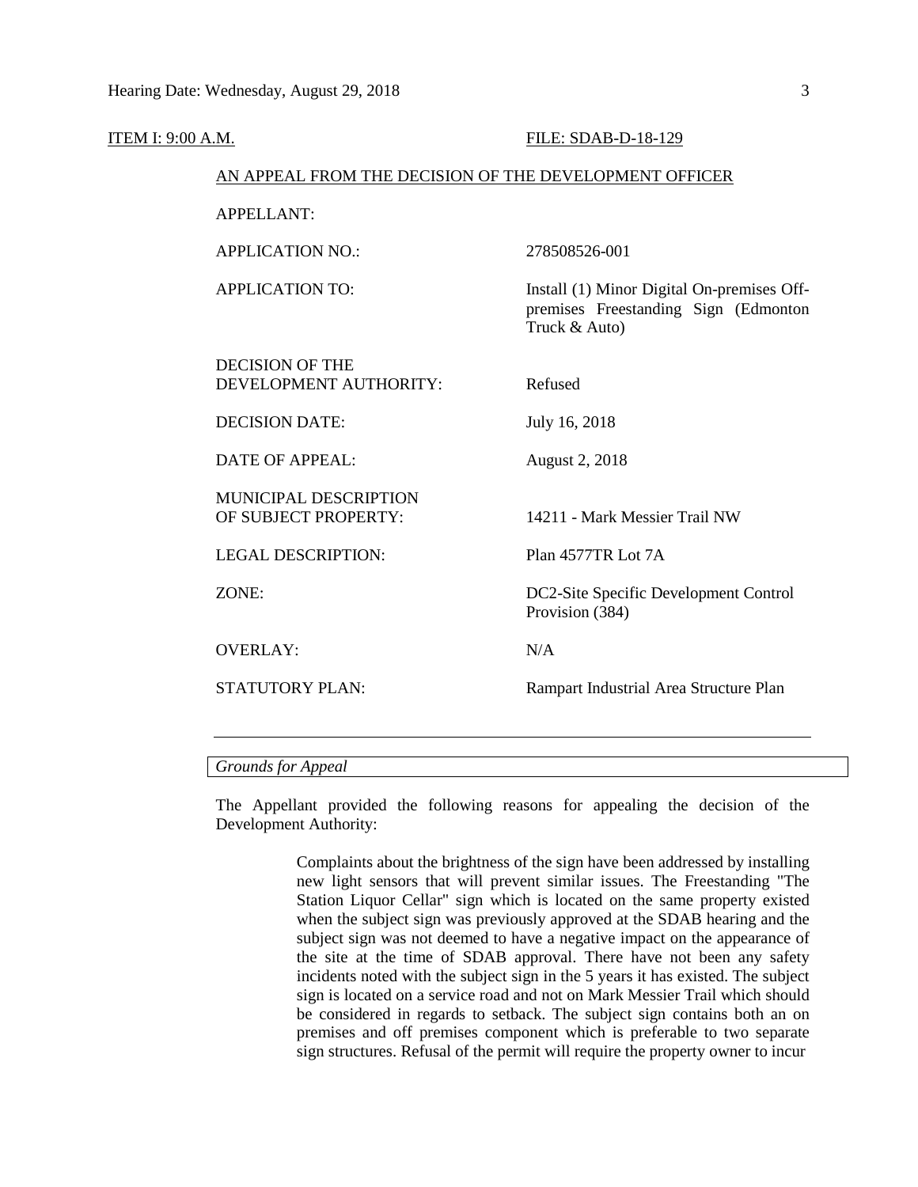ITEM I: 9:00 A.M. FILE: SDAB-D-18-129

AN APPEAL FROM THE DECISION OF THE DEVELOPMENT OFFICER

| | |
|---|---|
| APPELLANT: | |
| APPLICATION NO.: | 278508526-001 |
| APPLICATION TO: | Install (1) Minor Digital On-premises Off-premises Freestanding Sign (Edmonton Truck & Auto) |
| DECISION OF THE DEVELOPMENT AUTHORITY: | Refused |
| DECISION DATE: | July 16, 2018 |
| DATE OF APPEAL: | August 2, 2018 |
| MUNICIPAL DESCRIPTION OF SUBJECT PROPERTY: | 14211 - Mark Messier Trail NW |
| LEGAL DESCRIPTION: | Plan 4577TR Lot 7A |
| ZONE: | DC2-Site Specific Development Control Provision (384) |
| OVERLAY: | N/A |
| STATUTORY PLAN: | Rampart Industrial Area Structure Plan |

*Grounds for Appeal*

The Appellant provided the following reasons for appealing the decision of the Development Authority:

> Complaints about the brightness of the sign have been addressed by installing new light sensors that will prevent similar issues. The Freestanding "The Station Liquor Cellar" sign which is located on the same property existed when the subject sign was previously approved at the SDAB hearing and the subject sign was not deemed to have a negative impact on the appearance of the site at the time of SDAB approval. There have not been any safety incidents noted with the subject sign in the 5 years it has existed. The subject sign is located on a service road and not on Mark Messier Trail which should be considered in regards to setback. The subject sign contains both an on premises and off premises component which is preferable to two separate sign structures. Refusal of the permit will require the property owner to incur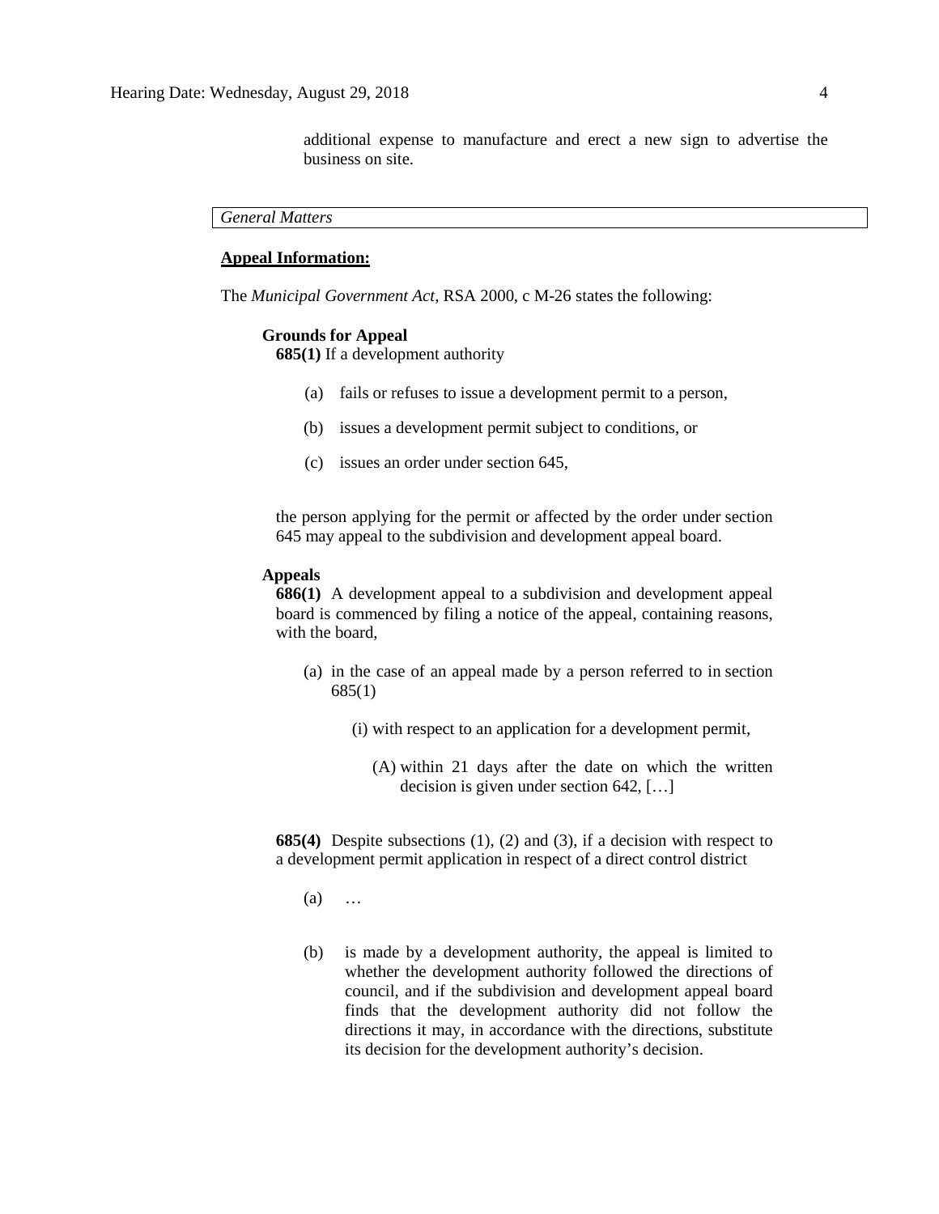additional expense to manufacture and erect a new sign to advertise the business on site.

*General Matters*

**Appeal Information:**

The *Municipal Government Act*, RSA 2000, c M-26 states the following:

**Grounds for Appeal**

**685(1)** If a development authority

(a) fails or refuses to issue a development permit to a person,

(b) issues a development permit subject to conditions, or

(c) issues an order under section 645,

the person applying for the permit or affected by the order under section 645 may appeal to the subdivision and development appeal board.

**Appeals**

**686(1)** A development appeal to a subdivision and development appeal board is commenced by filing a notice of the appeal, containing reasons, with the board,

(a) in the case of an appeal made by a person referred to in section 685(1)

(i) with respect to an application for a development permit,

(A) within 21 days after the date on which the written decision is given under section 642, […]

**685(4)** Despite subsections (1), (2) and (3), if a decision with respect to a development permit application in respect of a direct control district

(a) …

(b) is made by a development authority, the appeal is limited to whether the development authority followed the directions of council, and if the subdivision and development appeal board finds that the development authority did not follow the directions it may, in accordance with the directions, substitute its decision for the development authority's decision.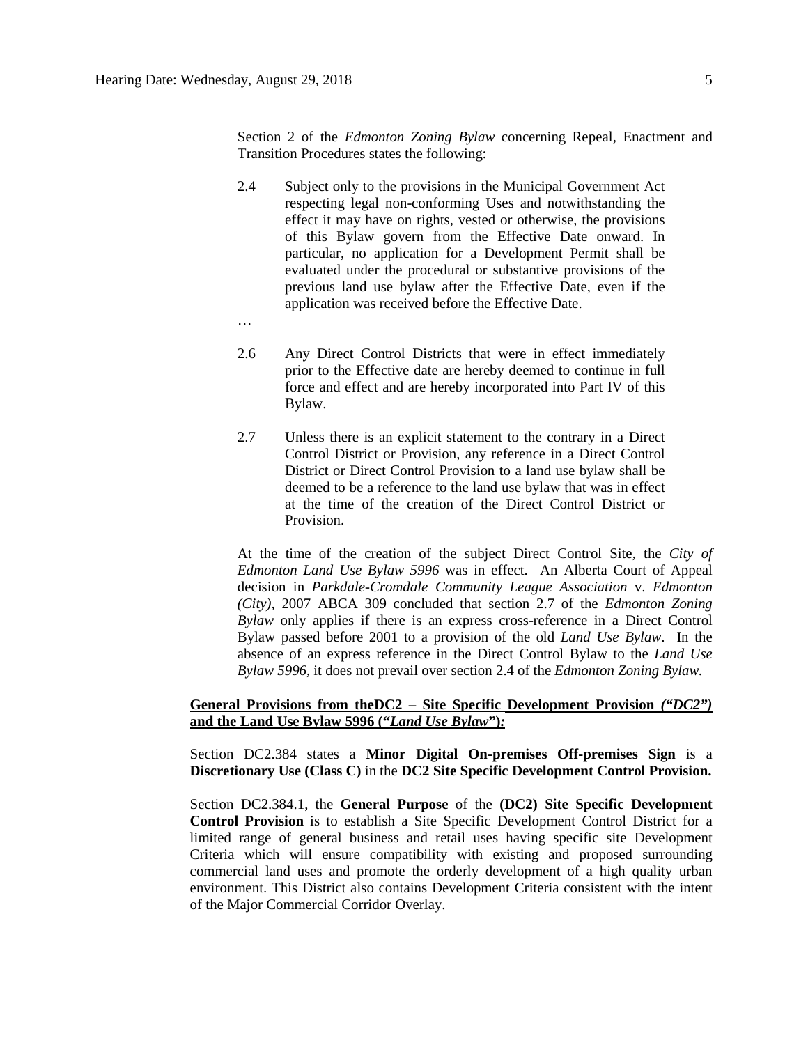Section 2 of the *Edmonton Zoning Bylaw* concerning Repeal, Enactment and Transition Procedures states the following:

> 2.4 Subject only to the provisions in the Municipal Government Act respecting legal non-conforming Uses and notwithstanding the effect it may have on rights, vested or otherwise, the provisions of this Bylaw govern from the Effective Date onward. In particular, no application for a Development Permit shall be evaluated under the procedural or substantive provisions of the previous land use bylaw after the Effective Date, even if the application was received before the Effective Date.
>
> …
>
> 2.6 Any Direct Control Districts that were in effect immediately prior to the Effective date are hereby deemed to continue in full force and effect and are hereby incorporated into Part IV of this Bylaw.
>
> 2.7 Unless there is an explicit statement to the contrary in a Direct Control District or Provision, any reference in a Direct Control District or Direct Control Provision to a land use bylaw shall be deemed to be a reference to the land use bylaw that was in effect at the time of the creation of the Direct Control District or Provision.

At the time of the creation of the subject Direct Control Site, the *City of Edmonton Land Use Bylaw 5996* was in effect. An Alberta Court of Appeal decision in *Parkdale-Cromdale Community League Association* v. *Edmonton (City)*, 2007 ABCA 309 concluded that section 2.7 of the *Edmonton Zoning Bylaw* only applies if there is an express cross-reference in a Direct Control Bylaw passed before 2001 to a provision of the old *Land Use Bylaw*. In the absence of an express reference in the Direct Control Bylaw to the *Land Use Bylaw 5996*, it does not prevail over section 2.4 of the *Edmonton Zoning Bylaw.*

**General Provisions from theDC2 – Site Specific Development Provision *("DC2")* and the Land Use Bylaw 5996 ("*Land Use Bylaw*")*:***

Section DC2.384 states a **Minor Digital On-premises Off-premises Sign** is a **Discretionary Use (Class C)** in the **DC2 Site Specific Development Control Provision.**

Section DC2.384.1, the **General Purpose** of the **(DC2) Site Specific Development Control Provision** is to establish a Site Specific Development Control District for a limited range of general business and retail uses having specific site Development Criteria which will ensure compatibility with existing and proposed surrounding commercial land uses and promote the orderly development of a high quality urban environment. This District also contains Development Criteria consistent with the intent of the Major Commercial Corridor Overlay.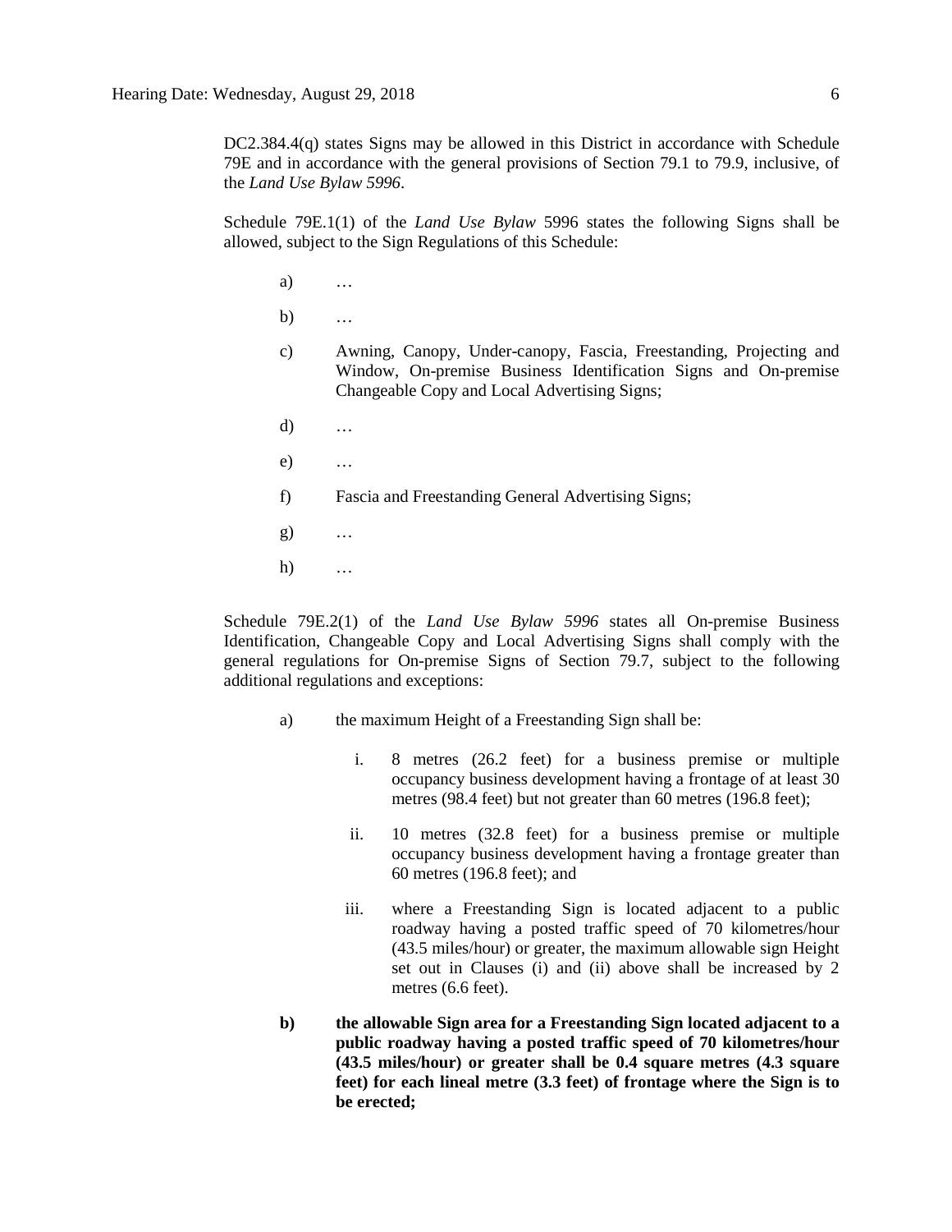DC2.384.4(q) states Signs may be allowed in this District in accordance with Schedule 79E and in accordance with the general provisions of Section 79.1 to 79.9, inclusive, of the *Land Use Bylaw 5996*.

Schedule 79E.1(1) of the *Land Use Bylaw* 5996 states the following Signs shall be allowed, subject to the Sign Regulations of this Schedule:

a) …

b) …

c) Awning, Canopy, Under-canopy, Fascia, Freestanding, Projecting and Window, On-premise Business Identification Signs and On-premise Changeable Copy and Local Advertising Signs;

d) …

e) …

f) Fascia and Freestanding General Advertising Signs;

g) …

h) …

Schedule 79E.2(1) of the *Land Use Bylaw 5996* states all On-premise Business Identification, Changeable Copy and Local Advertising Signs shall comply with the general regulations for On-premise Signs of Section 79.7, subject to the following additional regulations and exceptions:

a) the maximum Height of a Freestanding Sign shall be:

   i. 8 metres (26.2 feet) for a business premise or multiple occupancy business development having a frontage of at least 30 metres (98.4 feet) but not greater than 60 metres (196.8 feet);

   ii. 10 metres (32.8 feet) for a business premise or multiple occupancy business development having a frontage greater than 60 metres (196.8 feet); and

   iii. where a Freestanding Sign is located adjacent to a public roadway having a posted traffic speed of 70 kilometres/hour (43.5 miles/hour) or greater, the maximum allowable sign Height set out in Clauses (i) and (ii) above shall be increased by 2 metres (6.6 feet).

**b) the allowable Sign area for a Freestanding Sign located adjacent to a public roadway having a posted traffic speed of 70 kilometres/hour (43.5 miles/hour) or greater shall be 0.4 square metres (4.3 square feet) for each lineal metre (3.3 feet) of frontage where the Sign is to be erected;**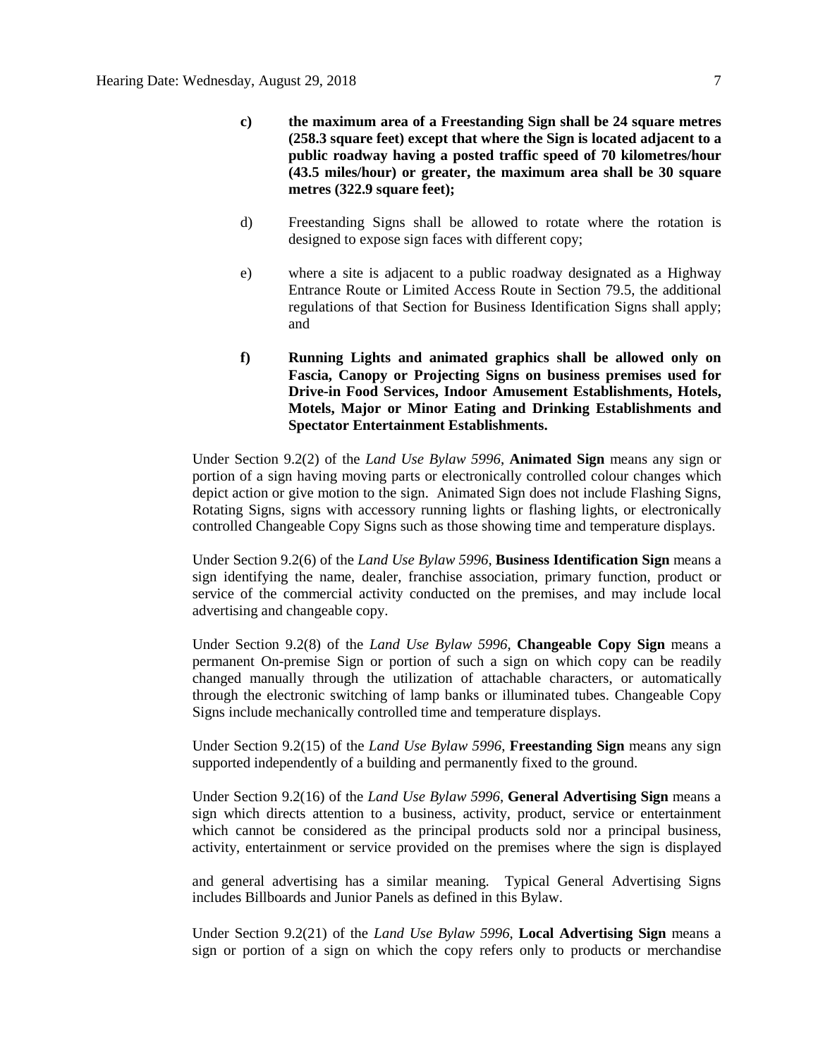**c) the maximum area of a Freestanding Sign shall be 24 square metres (258.3 square feet) except that where the Sign is located adjacent to a public roadway having a posted traffic speed of 70 kilometres/hour (43.5 miles/hour) or greater, the maximum area shall be 30 square metres (322.9 square feet);**

d) Freestanding Signs shall be allowed to rotate where the rotation is designed to expose sign faces with different copy;

e) where a site is adjacent to a public roadway designated as a Highway Entrance Route or Limited Access Route in Section 79.5, the additional regulations of that Section for Business Identification Signs shall apply; and

**f) Running Lights and animated graphics shall be allowed only on Fascia, Canopy or Projecting Signs on business premises used for Drive-in Food Services, Indoor Amusement Establishments, Hotels, Motels, Major or Minor Eating and Drinking Establishments and Spectator Entertainment Establishments.**

Under Section 9.2(2) of the *Land Use Bylaw 5996*, **Animated Sign** means any sign or portion of a sign having moving parts or electronically controlled colour changes which depict action or give motion to the sign. Animated Sign does not include Flashing Signs, Rotating Signs, signs with accessory running lights or flashing lights, or electronically controlled Changeable Copy Signs such as those showing time and temperature displays.

Under Section 9.2(6) of the *Land Use Bylaw 5996*, **Business Identification Sign** means a sign identifying the name, dealer, franchise association, primary function, product or service of the commercial activity conducted on the premises, and may include local advertising and changeable copy.

Under Section 9.2(8) of the *Land Use Bylaw 5996*, **Changeable Copy Sign** means a permanent On-premise Sign or portion of such a sign on which copy can be readily changed manually through the utilization of attachable characters, or automatically through the electronic switching of lamp banks or illuminated tubes. Changeable Copy Signs include mechanically controlled time and temperature displays.

Under Section 9.2(15) of the *Land Use Bylaw 5996*, **Freestanding Sign** means any sign supported independently of a building and permanently fixed to the ground.

Under Section 9.2(16) of the *Land Use Bylaw 5996*, **General Advertising Sign** means a sign which directs attention to a business, activity, product, service or entertainment which cannot be considered as the principal products sold nor a principal business, activity, entertainment or service provided on the premises where the sign is displayed

and general advertising has a similar meaning. Typical General Advertising Signs includes Billboards and Junior Panels as defined in this Bylaw.

Under Section 9.2(21) of the *Land Use Bylaw 5996*, **Local Advertising Sign** means a sign or portion of a sign on which the copy refers only to products or merchandise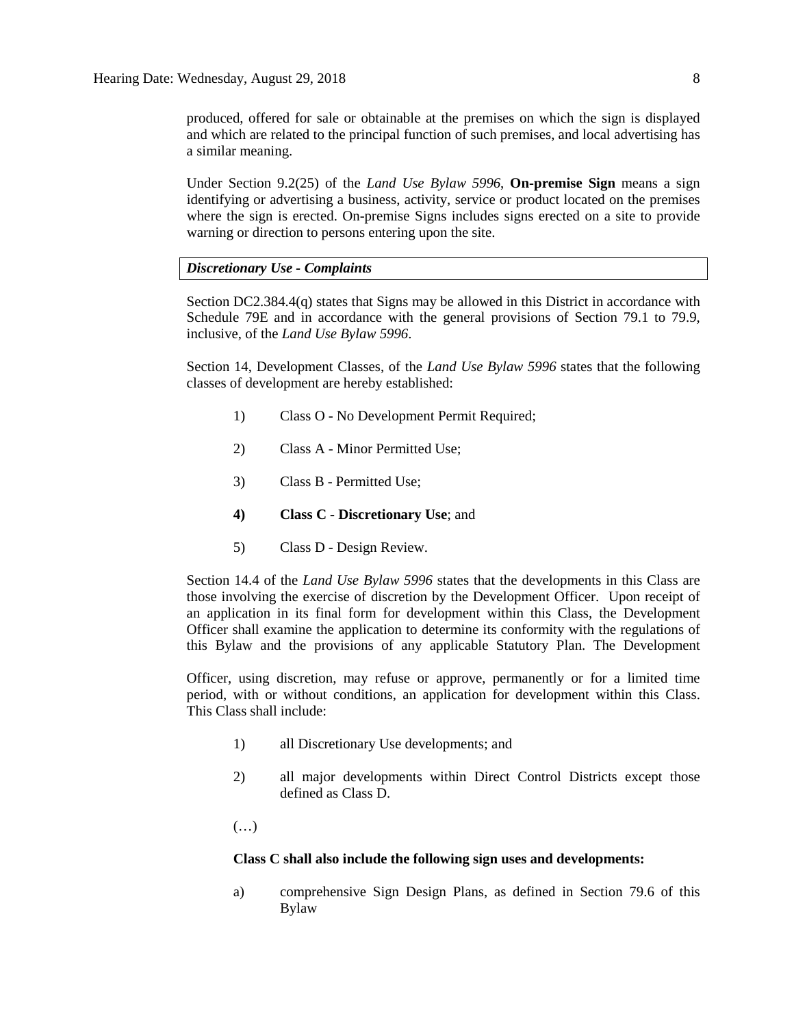produced, offered for sale or obtainable at the premises on which the sign is displayed and which are related to the principal function of such premises, and local advertising has a similar meaning.

Under Section 9.2(25) of the *Land Use Bylaw 5996*, **On-premise Sign** means a sign identifying or advertising a business, activity, service or product located on the premises where the sign is erected. On-premise Signs includes signs erected on a site to provide warning or direction to persons entering upon the site.

***Discretionary Use - Complaints***

Section DC2.384.4(q) states that Signs may be allowed in this District in accordance with Schedule 79E and in accordance with the general provisions of Section 79.1 to 79.9, inclusive, of the *Land Use Bylaw 5996*.

Section 14, Development Classes, of the *Land Use Bylaw 5996* states that the following classes of development are hereby established:

1) Class O - No Development Permit Required;

2) Class A - Minor Permitted Use;

3) Class B - Permitted Use;

**4) Class C - Discretionary Use**; and

5) Class D - Design Review.

Section 14.4 of the *Land Use Bylaw 5996* states that the developments in this Class are those involving the exercise of discretion by the Development Officer. Upon receipt of an application in its final form for development within this Class, the Development Officer shall examine the application to determine its conformity with the regulations of this Bylaw and the provisions of any applicable Statutory Plan. The Development Officer, using discretion, may refuse or approve, permanently or for a limited time period, with or without conditions, an application for development within this Class. This Class shall include:

1) all Discretionary Use developments; and

2) all major developments within Direct Control Districts except those defined as Class D.

(…)

**Class C shall also include the following sign uses and developments:**

a) comprehensive Sign Design Plans, as defined in Section 79.6 of this Bylaw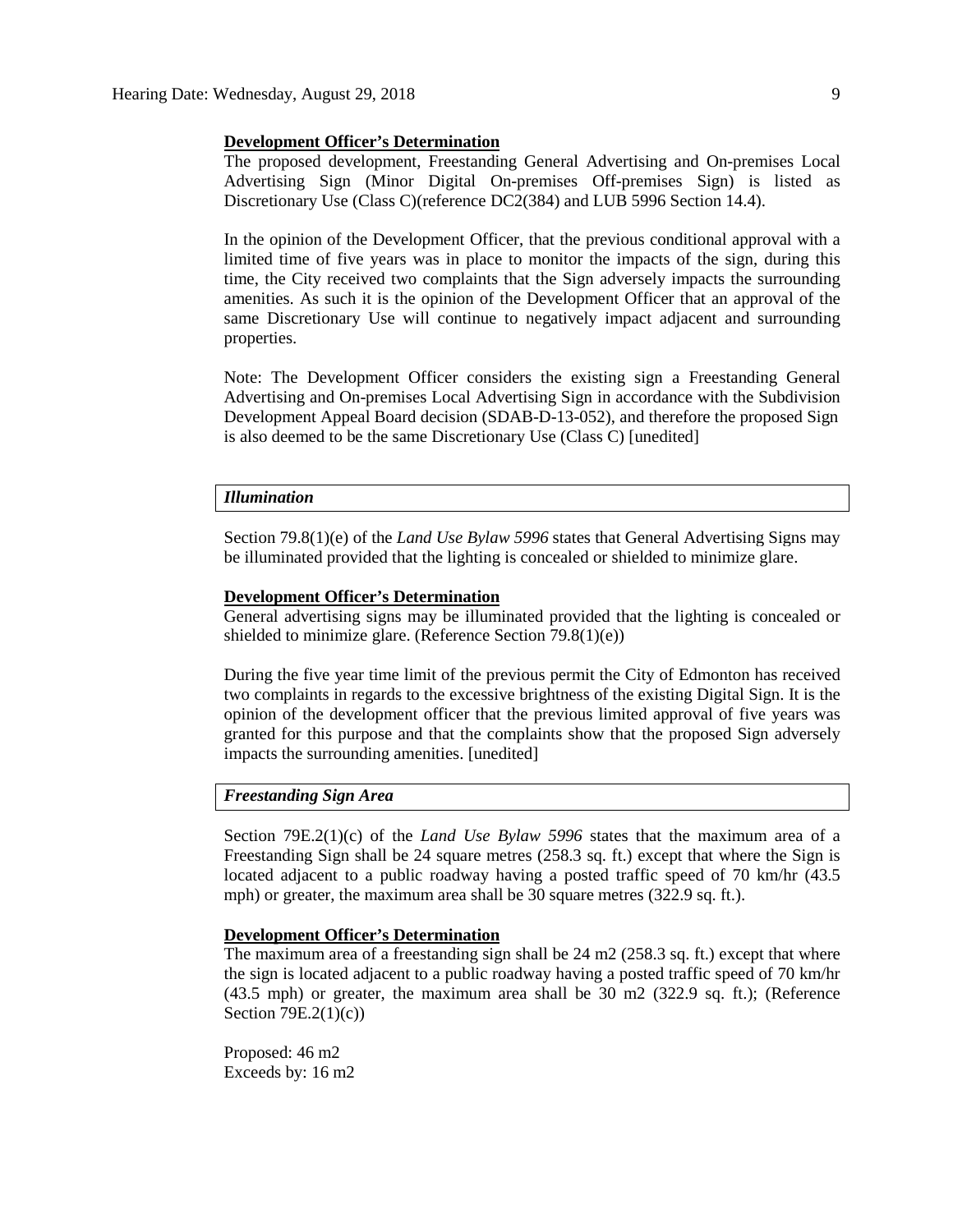**Development Officer's Determination**

The proposed development, Freestanding General Advertising and On-premises Local Advertising Sign (Minor Digital On-premises Off-premises Sign) is listed as Discretionary Use (Class C)(reference DC2(384) and LUB 5996 Section 14.4).

In the opinion of the Development Officer, that the previous conditional approval with a limited time of five years was in place to monitor the impacts of the sign, during this time, the City received two complaints that the Sign adversely impacts the surrounding amenities. As such it is the opinion of the Development Officer that an approval of the same Discretionary Use will continue to negatively impact adjacent and surrounding properties.

Note: The Development Officer considers the existing sign a Freestanding General Advertising and On-premises Local Advertising Sign in accordance with the Subdivision Development Appeal Board decision (SDAB-D-13-052), and therefore the proposed Sign is also deemed to be the same Discretionary Use (Class C) [unedited]

***Illumination***

Section 79.8(1)(e) of the *Land Use Bylaw 5996* states that General Advertising Signs may be illuminated provided that the lighting is concealed or shielded to minimize glare.

**Development Officer's Determination**

General advertising signs may be illuminated provided that the lighting is concealed or shielded to minimize glare. (Reference Section 79.8(1)(e))

During the five year time limit of the previous permit the City of Edmonton has received two complaints in regards to the excessive brightness of the existing Digital Sign. It is the opinion of the development officer that the previous limited approval of five years was granted for this purpose and that the complaints show that the proposed Sign adversely impacts the surrounding amenities. [unedited]

***Freestanding Sign Area***

Section 79E.2(1)(c) of the *Land Use Bylaw 5996* states that the maximum area of a Freestanding Sign shall be 24 square metres (258.3 sq. ft.) except that where the Sign is located adjacent to a public roadway having a posted traffic speed of 70 km/hr (43.5 mph) or greater, the maximum area shall be 30 square metres (322.9 sq. ft.).

**Development Officer's Determination**

The maximum area of a freestanding sign shall be 24 m2 (258.3 sq. ft.) except that where the sign is located adjacent to a public roadway having a posted traffic speed of 70 km/hr (43.5 mph) or greater, the maximum area shall be 30 m2 (322.9 sq. ft.); (Reference Section 79E.2(1)(c))

Proposed: 46 m2
Exceeds by: 16 m2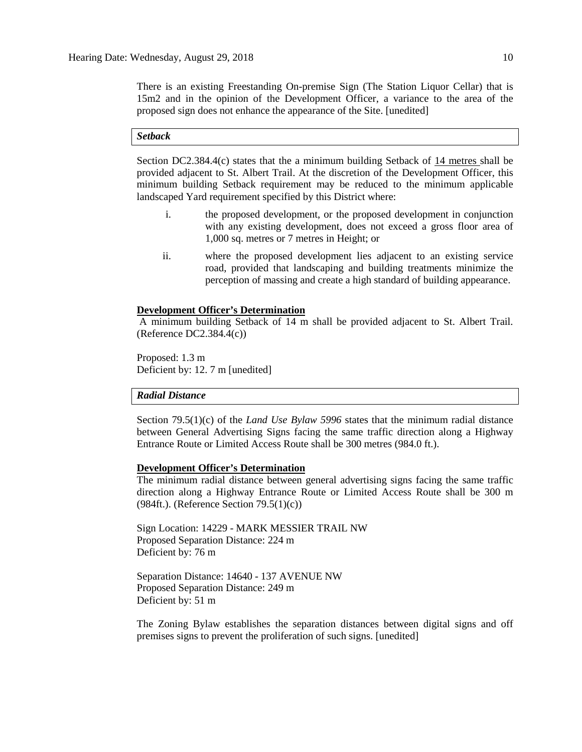There is an existing Freestanding On-premise Sign (The Station Liquor Cellar) that is 15m2 and in the opinion of the Development Officer, a variance to the area of the proposed sign does not enhance the appearance of the Site. [unedited]

***Setback***

Section DC2.384.4(c) states that the a minimum building Setback of 14 metres shall be provided adjacent to St. Albert Trail. At the discretion of the Development Officer, this minimum building Setback requirement may be reduced to the minimum applicable landscaped Yard requirement specified by this District where:

i. the proposed development, or the proposed development in conjunction with any existing development, does not exceed a gross floor area of 1,000 sq. metres or 7 metres in Height; or

ii. where the proposed development lies adjacent to an existing service road, provided that landscaping and building treatments minimize the perception of massing and create a high standard of building appearance.

**Development Officer's Determination**

A minimum building Setback of 14 m shall be provided adjacent to St. Albert Trail. (Reference DC2.384.4(c))

Proposed: 1.3 m
Deficient by: 12. 7 m [unedited]

***Radial Distance***

Section 79.5(1)(c) of the *Land Use Bylaw 5996* states that the minimum radial distance between General Advertising Signs facing the same traffic direction along a Highway Entrance Route or Limited Access Route shall be 300 metres (984.0 ft.).

**Development Officer's Determination**

The minimum radial distance between general advertising signs facing the same traffic direction along a Highway Entrance Route or Limited Access Route shall be 300 m (984ft.). (Reference Section 79.5(1)(c))

Sign Location: 14229 - MARK MESSIER TRAIL NW
Proposed Separation Distance: 224 m
Deficient by: 76 m

Separation Distance: 14640 - 137 AVENUE NW
Proposed Separation Distance: 249 m
Deficient by: 51 m

The Zoning Bylaw establishes the separation distances between digital signs and off premises signs to prevent the proliferation of such signs. [unedited]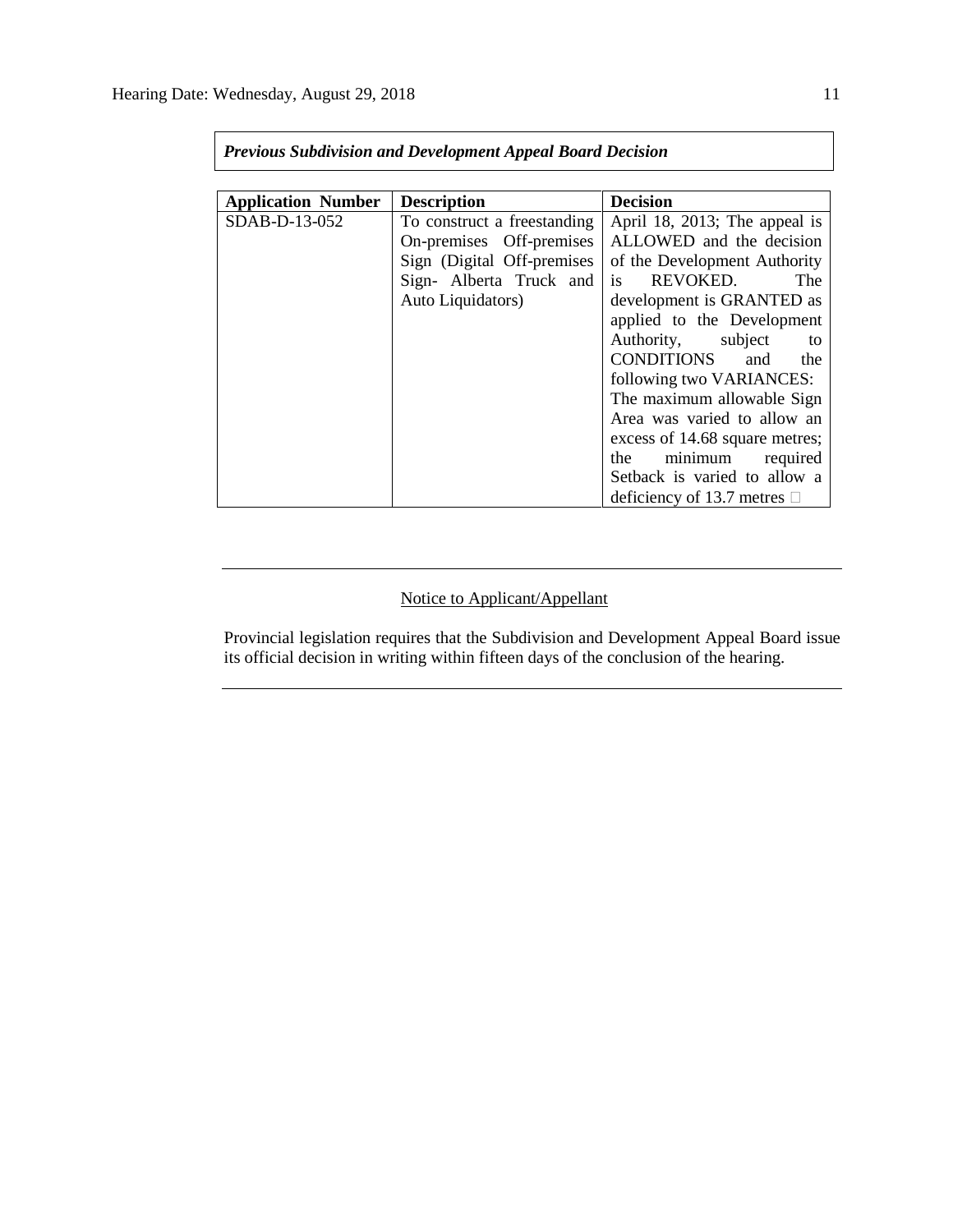***Previous Subdivision and Development Appeal Board Decision***

| **Application Number** | **Description** | **Decision** |
| --- | --- | --- |
| SDAB-D-13-052 | To construct a freestanding On-premises Off-premises Sign (Digital Off-premises Sign- Alberta Truck and Auto Liquidators) | April 18, 2013; The appeal is ALLOWED and the decision of the Development Authority is REVOKED. The development is GRANTED as applied to the Development Authority, subject to CONDITIONS and the following two VARIANCES: The maximum allowable Sign Area was varied to allow an excess of 14.68 square metres; the minimum required Setback is varied to allow a deficiency of 13.7 metres |

---

Notice to Applicant/Appellant

Provincial legislation requires that the Subdivision and Development Appeal Board issue its official decision in writing within fifteen days of the conclusion of the hearing.

---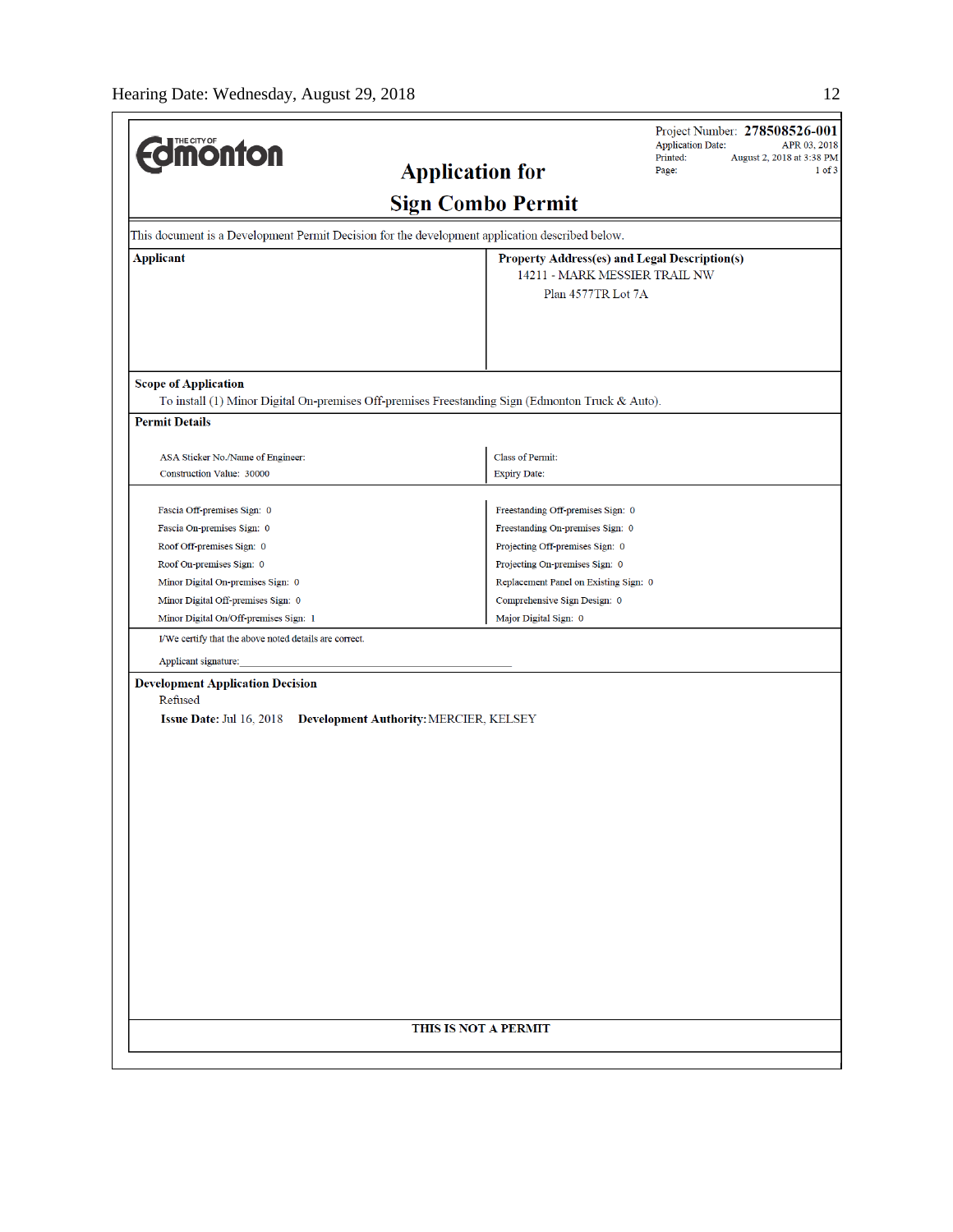**Edmonton** (THE CITY OF)

Project Number: **278508526-001**
Application Date: APR 03, 2018
Printed: August 2, 2018 at 3:38 PM
Page: 1 of 3

# Application for

# Sign Combo Permit

This document is a Development Permit Decision for the development application described below.

| **Applicant** | **Property Address(es) and Legal Description(s)** |
|---|---|
| | 14211 - MARK MESSIER TRAIL NW<br>Plan 4577TR Lot 7A |

**Scope of Application**

To install (1) Minor Digital On-premises Off-premises Freestanding Sign (Edmonton Truck & Auto).

**Permit Details**

| | |
|---|---|
| ASA Sticker No./Name of Engineer: | Class of Permit: |
| Construction Value: 30000 | Expiry Date: |

| | |
|---|---|
| Fascia Off-premises Sign: 0 | Freestanding Off-premises Sign: 0 |
| Fascia On-premises Sign: 0 | Freestanding On-premises Sign: 0 |
| Roof Off-premises Sign: 0 | Projecting Off-premises Sign: 0 |
| Roof On-premises Sign: 0 | Projecting On-premises Sign: 0 |
| Minor Digital On-premises Sign: 0 | Replacement Panel on Existing Sign: 0 |
| Minor Digital Off-premises Sign: 0 | Comprehensive Sign Design: 0 |
| Minor Digital On/Off-premises Sign: 1 | Major Digital Sign: 0 |

I/We certify that the above noted details are correct.

Applicant signature:_______________________________________________

**Development Application Decision**

Refused

**Issue Date:** Jul 16, 2018 **Development Authority:** MERCIER, KELSEY

**THIS IS NOT A PERMIT**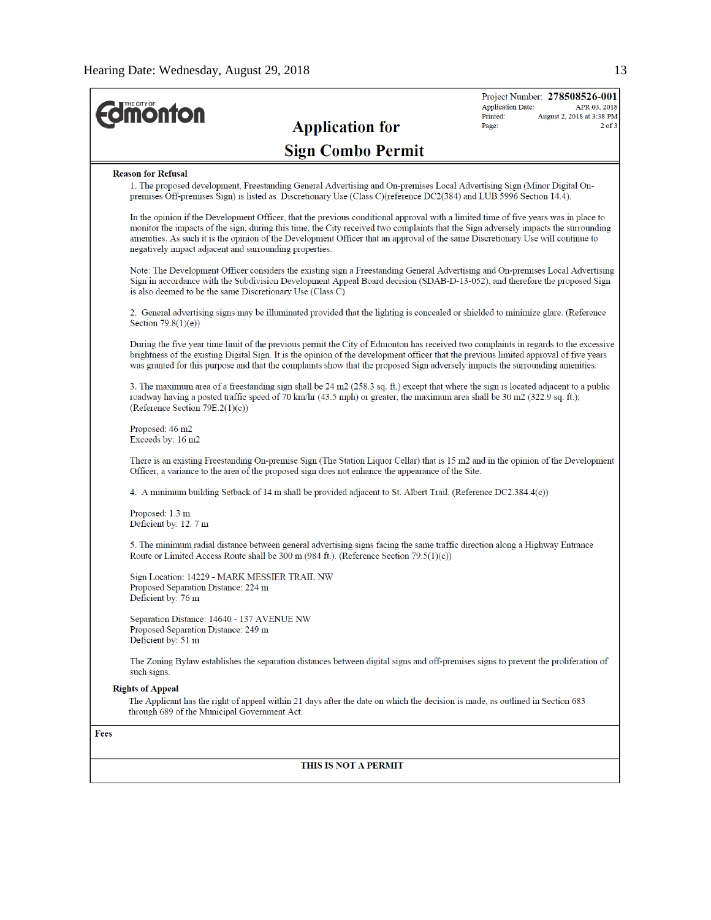**Edmonton**

Project Number: **278508526-001**
Application Date: APR 03, 2018
Printed: August 2, 2018 at 3:38 PM
Page: 2 of 3

# Application for Sign Combo Permit

**Reason for Refusal**

1. The proposed development, Freestanding General Advertising and On-premises Local Advertising Sign (Minor Digital On-premises Off-premises Sign) is listed as Discretionary Use (Class C)(reference DC2(384) and LUB 5996 Section 14.4).

In the opinion if the Development Officer, that the previous conditional approval with a limited time of five years was in place to monitor the impacts of the sign, during this time, the City received two complaints that the Sign adversely impacts the surrounding amenities. As such it is the opinion of the Development Officer that an approval of the same Discretionary Use will continue to negatively impact adjacent and surrounding properties.

Note: The Development Officer considers the existing sign a Freestanding General Advertising and On-premises Local Advertising Sign in accordance with the Subdivision Development Appeal Board decision (SDAB-D-13-052), and therefore the proposed Sign is also deemed to be the same Discretionary Use (Class C).

2. General advertising signs may be illuminated provided that the lighting is concealed or shielded to minimize glare. (Reference Section 79.8(1)(e))

During the five year time limit of the previous permit the City of Edmonton has received two complaints in regards to the excessive brightness of the existing Digital Sign. It is the opinion of the development officer that the previous limited approval of five years was granted for this purpose and that the complaints show that the proposed Sign adversely impacts the surrounding amenities.

3. The maximum area of a freestanding sign shall be 24 m2 (258.3 sq. ft.) except that where the sign is located adjacent to a public roadway having a posted traffic speed of 70 km/hr (43.5 mph) or greater, the maximum area shall be 30 m2 (322.9 sq. ft.); (Reference Section 79E.2(1)(c))

Proposed: 46 m2
Exceeds by: 16 m2

There is an existing Freestanding On-premise Sign (The Station Liquor Cellar) that is 15 m2 and in the opinion of the Development Officer, a variance to the area of the proposed sign does not enhance the appearance of the Site.

4. A minimum building Setback of 14 m shall be provided adjacent to St. Albert Trail. (Reference DC2.384.4(c))

Proposed: 1.3 m
Deficient by: 12. 7 m

5. The minimum radial distance between general advertising signs facing the same traffic direction along a Highway Entrance Route or Limited Access Route shall be 300 m (984 ft.). (Reference Section 79.5(1)(c))

Sign Location: 14229 - MARK MESSIER TRAIL NW
Proposed Separation Distance: 224 m
Deficient by: 76 m

Separation Distance: 14640 - 137 AVENUE NW
Proposed Separation Distance: 249 m
Deficient by: 51 m

The Zoning Bylaw establishes the separation distances between digital signs and off-premises signs to prevent the proliferation of such signs.

**Rights of Appeal**

The Applicant has the right of appeal within 21 days after the date on which the decision is made, as outlined in Section 683 through 689 of the Municipal Government Act.

**Fees**

**THIS IS NOT A PERMIT**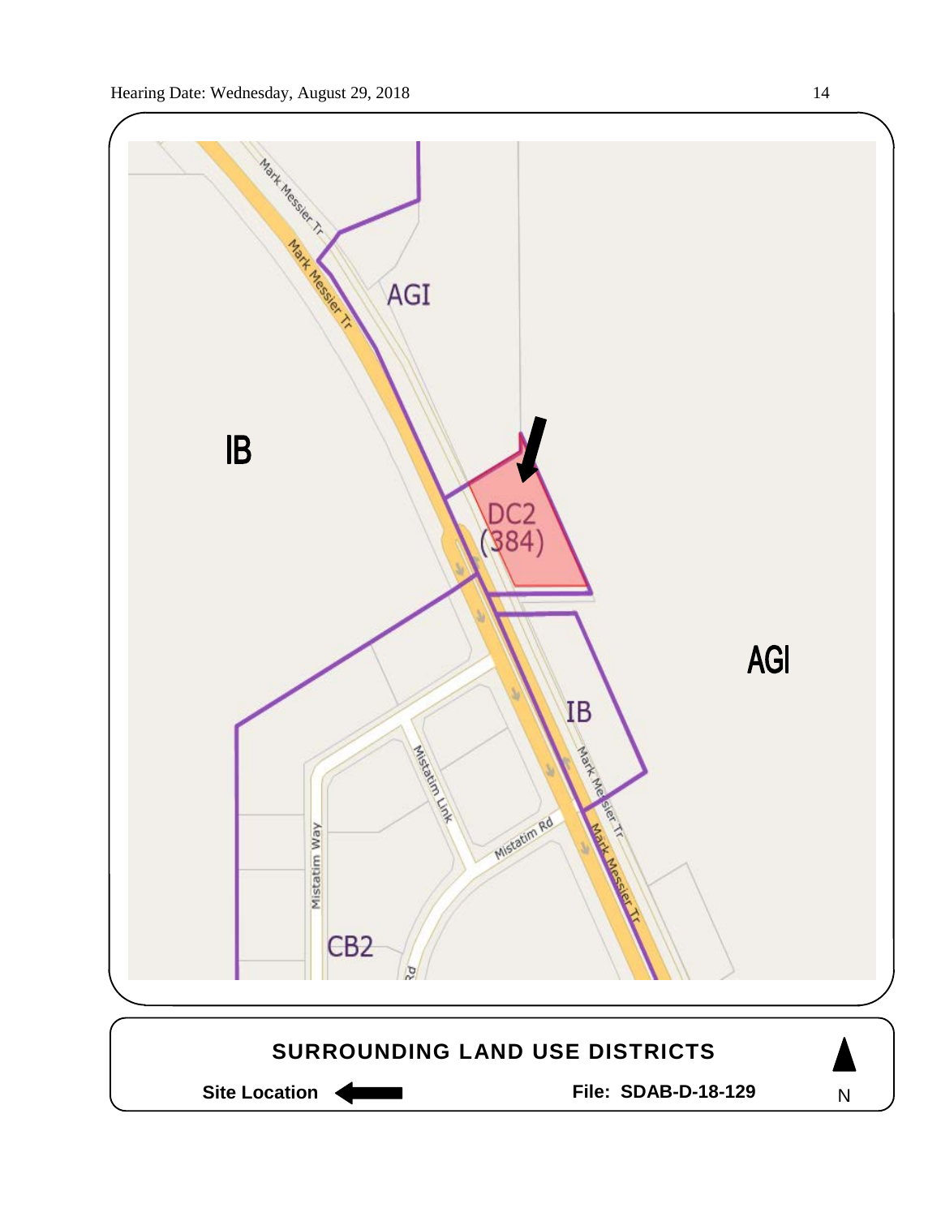IB

AGI

DC2
(384)

AGI

IB

CB2

Mark Messier Tr

Mistatim Link

Mistatim Rd

Mistatim Way

**SURROUNDING LAND USE DISTRICTS**

**Site Location** ⟵

**File: SDAB-D-18-129**

N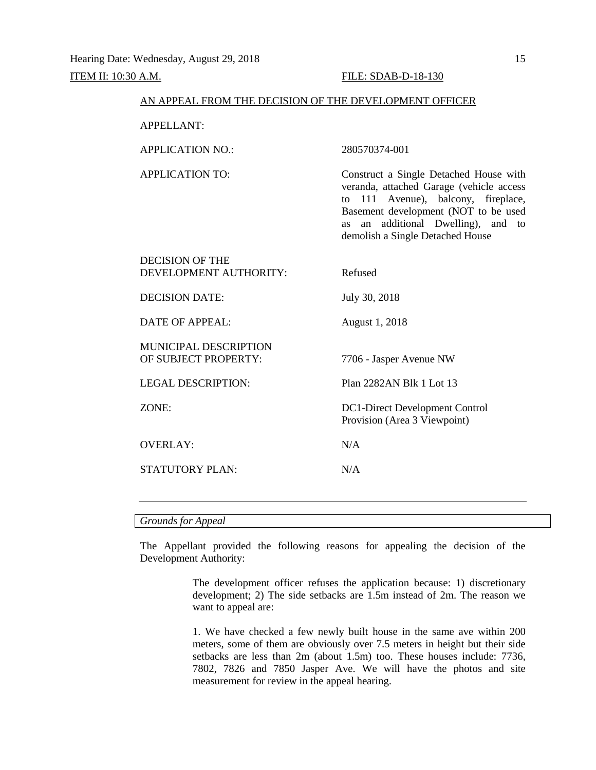Hearing Date: Wednesday, August 29, 2018

ITEM II: 10:30 A.M. FILE: SDAB-D-18-130

AN APPEAL FROM THE DECISION OF THE DEVELOPMENT OFFICER

| | |
|---|---|
| APPELLANT: | |
| APPLICATION NO.: | 280570374-001 |
| APPLICATION TO: | Construct a Single Detached House with veranda, attached Garage (vehicle access to 111 Avenue), balcony, fireplace, Basement development (NOT to be used as an additional Dwelling), and to demolish a Single Detached House |
| DECISION OF THE DEVELOPMENT AUTHORITY: | Refused |
| DECISION DATE: | July 30, 2018 |
| DATE OF APPEAL: | August 1, 2018 |
| MUNICIPAL DESCRIPTION OF SUBJECT PROPERTY: | 7706 - Jasper Avenue NW |
| LEGAL DESCRIPTION: | Plan 2282AN Blk 1 Lot 13 |
| ZONE: | DC1-Direct Development Control Provision (Area 3 Viewpoint) |
| OVERLAY: | N/A |
| STATUTORY PLAN: | N/A |

---

*Grounds for Appeal*

The Appellant provided the following reasons for appealing the decision of the Development Authority:

> The development officer refuses the application because: 1) discretionary development; 2) The side setbacks are 1.5m instead of 2m. The reason we want to appeal are:
>
> 1. We have checked a few newly built house in the same ave within 200 meters, some of them are obviously over 7.5 meters in height but their side setbacks are less than 2m (about 1.5m) too. These houses include: 7736, 7802, 7826 and 7850 Jasper Ave. We will have the photos and site measurement for review in the appeal hearing.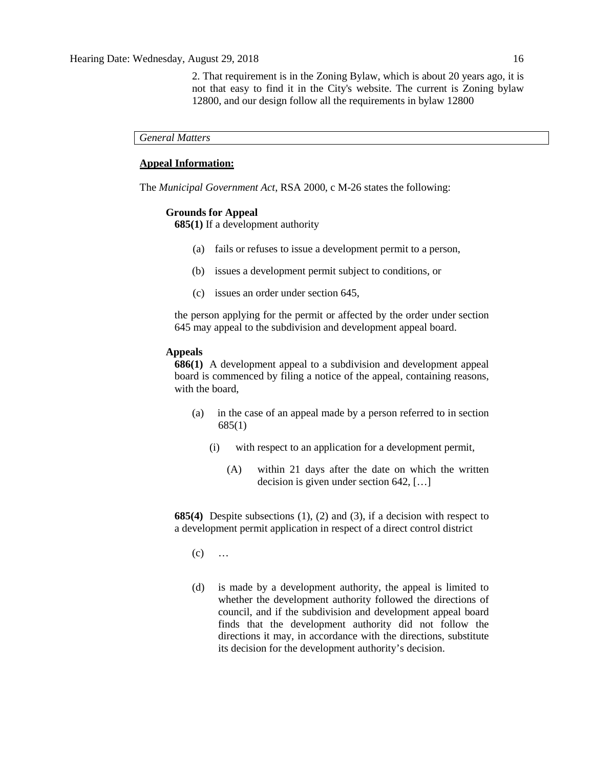2. That requirement is in the Zoning Bylaw, which is about 20 years ago, it is not that easy to find it in the City's website. The current is Zoning bylaw 12800, and our design follow all the requirements in bylaw 12800

*General Matters*

**Appeal Information:**

The *Municipal Government Act*, RSA 2000, c M-26 states the following:

**Grounds for Appeal**

**685(1)** If a development authority

(a) fails or refuses to issue a development permit to a person,

(b) issues a development permit subject to conditions, or

(c) issues an order under section 645,

the person applying for the permit or affected by the order under section 645 may appeal to the subdivision and development appeal board.

**Appeals**

**686(1)** A development appeal to a subdivision and development appeal board is commenced by filing a notice of the appeal, containing reasons, with the board,

(a) in the case of an appeal made by a person referred to in section 685(1)

(i) with respect to an application for a development permit,

(A) within 21 days after the date on which the written decision is given under section 642, […]

**685(4)** Despite subsections (1), (2) and (3), if a decision with respect to a development permit application in respect of a direct control district

(c) …

(d) is made by a development authority, the appeal is limited to whether the development authority followed the directions of council, and if the subdivision and development appeal board finds that the development authority did not follow the directions it may, in accordance with the directions, substitute its decision for the development authority's decision.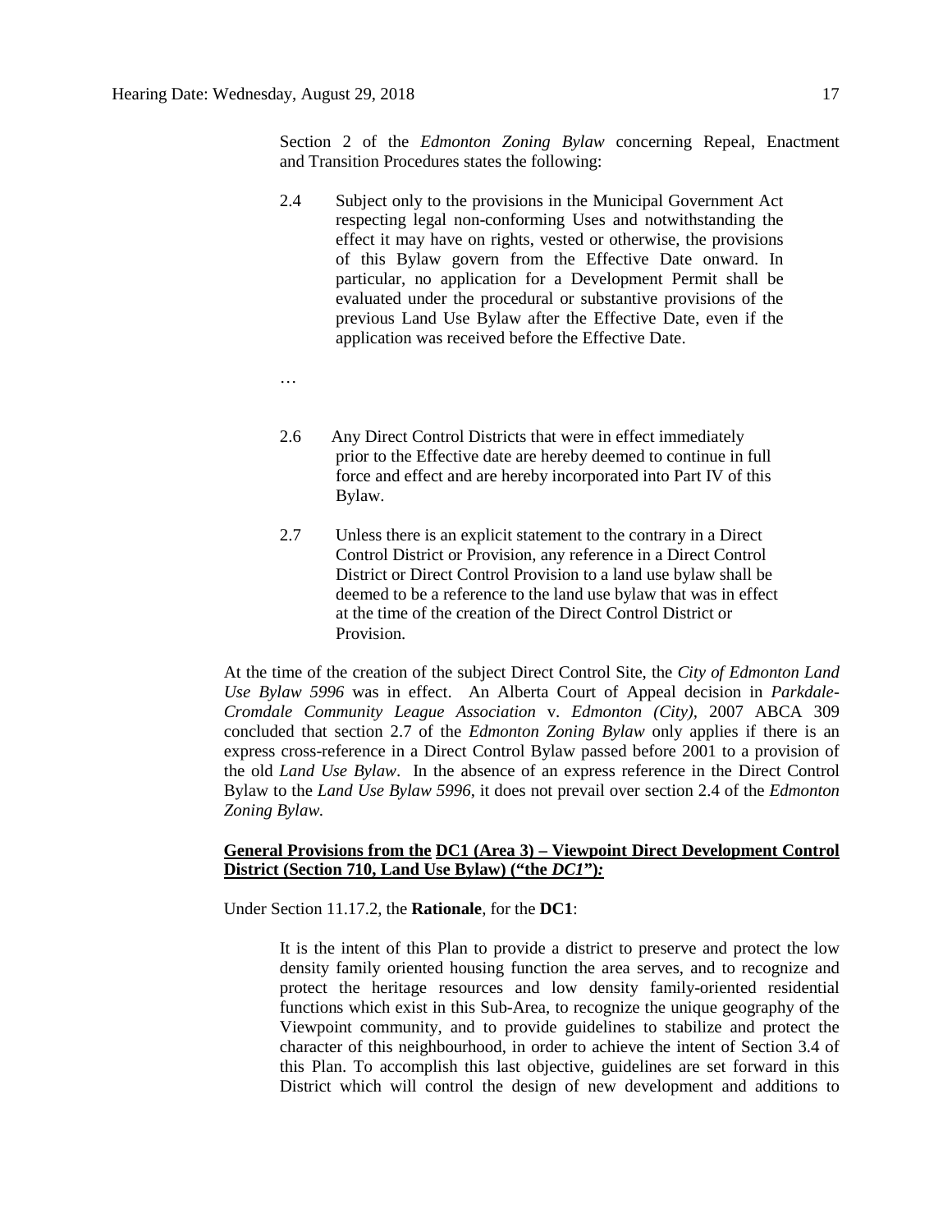Section 2 of the *Edmonton Zoning Bylaw* concerning Repeal, Enactment and Transition Procedures states the following:

> 2.4 Subject only to the provisions in the Municipal Government Act respecting legal non-conforming Uses and notwithstanding the effect it may have on rights, vested or otherwise, the provisions of this Bylaw govern from the Effective Date onward. In particular, no application for a Development Permit shall be evaluated under the procedural or substantive provisions of the previous Land Use Bylaw after the Effective Date, even if the application was received before the Effective Date.
>
> …
>
> 2.6 Any Direct Control Districts that were in effect immediately prior to the Effective date are hereby deemed to continue in full force and effect and are hereby incorporated into Part IV of this Bylaw.
>
> 2.7 Unless there is an explicit statement to the contrary in a Direct Control District or Provision, any reference in a Direct Control District or Direct Control Provision to a land use bylaw shall be deemed to be a reference to the land use bylaw that was in effect at the time of the creation of the Direct Control District or Provision.

At the time of the creation of the subject Direct Control Site, the *City of Edmonton Land Use Bylaw 5996* was in effect. An Alberta Court of Appeal decision in *Parkdale-Cromdale Community League Association* v. *Edmonton (City),* 2007 ABCA 309 concluded that section 2.7 of the *Edmonton Zoning Bylaw* only applies if there is an express cross-reference in a Direct Control Bylaw passed before 2001 to a provision of the old *Land Use Bylaw*. In the absence of an express reference in the Direct Control Bylaw to the *Land Use Bylaw 5996*, it does not prevail over section 2.4 of the *Edmonton Zoning Bylaw.*

**General Provisions from the DC1 (Area 3) – Viewpoint Direct Development Control District (Section 710, Land Use Bylaw) ("the *DC1*")*:***

Under Section 11.17.2, the **Rationale**, for the **DC1**:

> It is the intent of this Plan to provide a district to preserve and protect the low density family oriented housing function the area serves, and to recognize and protect the heritage resources and low density family-oriented residential functions which exist in this Sub-Area, to recognize the unique geography of the Viewpoint community, and to provide guidelines to stabilize and protect the character of this neighbourhood, in order to achieve the intent of Section 3.4 of this Plan. To accomplish this last objective, guidelines are set forward in this District which will control the design of new development and additions to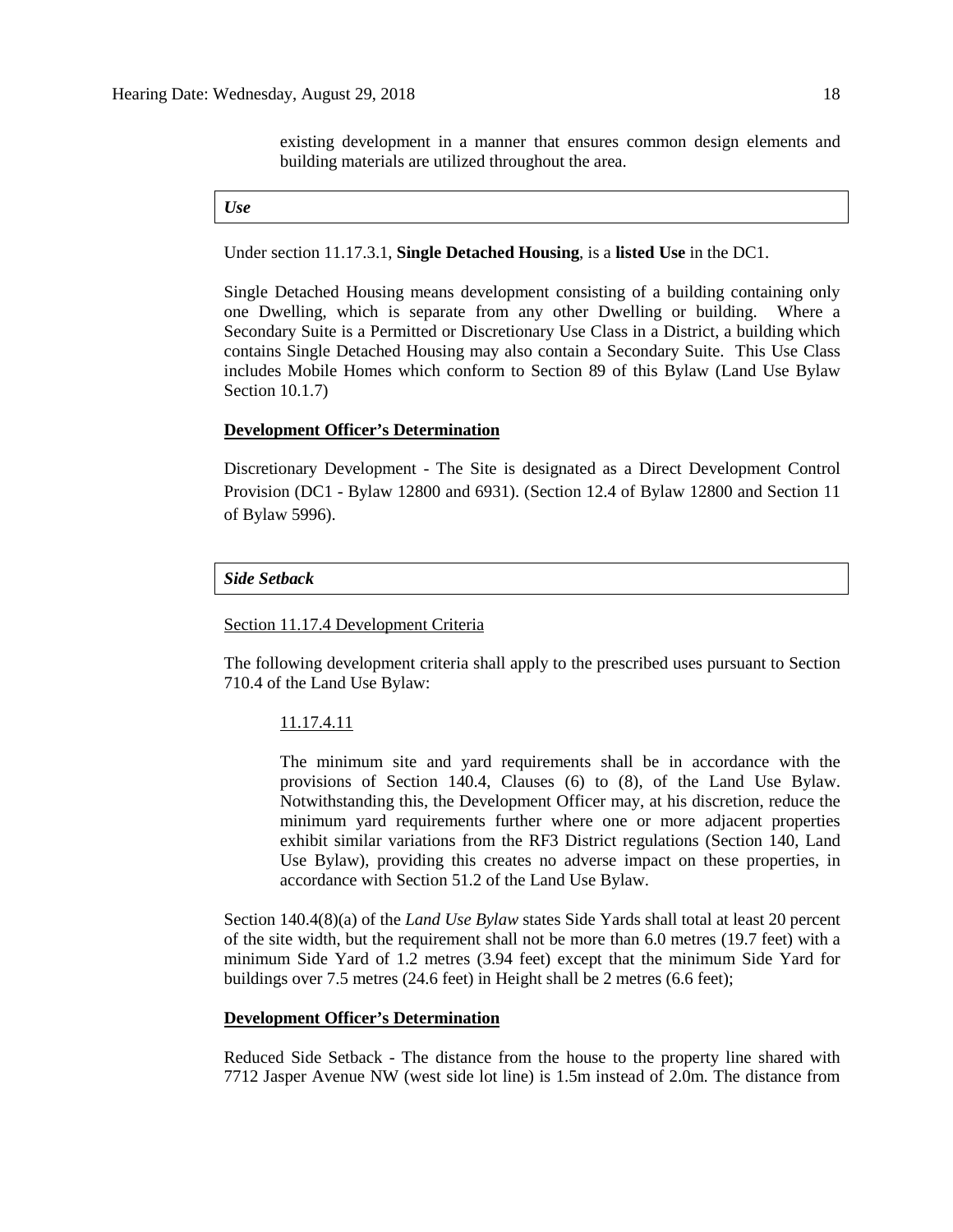existing development in a manner that ensures common design elements and building materials are utilized throughout the area.

***Use***

Under section 11.17.3.1, **Single Detached Housing**, is a **listed Use** in the DC1.

Single Detached Housing means development consisting of a building containing only one Dwelling, which is separate from any other Dwelling or building. Where a Secondary Suite is a Permitted or Discretionary Use Class in a District, a building which contains Single Detached Housing may also contain a Secondary Suite. This Use Class includes Mobile Homes which conform to Section 89 of this Bylaw (Land Use Bylaw Section 10.1.7)

**Development Officer's Determination**

Discretionary Development - The Site is designated as a Direct Development Control Provision (DC1 - Bylaw 12800 and 6931). (Section 12.4 of Bylaw 12800 and Section 11 of Bylaw 5996).

***Side Setback***

Section 11.17.4 Development Criteria

The following development criteria shall apply to the prescribed uses pursuant to Section 710.4 of the Land Use Bylaw:

> 11.17.4.11
>
> The minimum site and yard requirements shall be in accordance with the provisions of Section 140.4, Clauses (6) to (8), of the Land Use Bylaw. Notwithstanding this, the Development Officer may, at his discretion, reduce the minimum yard requirements further where one or more adjacent properties exhibit similar variations from the RF3 District regulations (Section 140, Land Use Bylaw), providing this creates no adverse impact on these properties, in accordance with Section 51.2 of the Land Use Bylaw.

Section 140.4(8)(a) of the *Land Use Bylaw* states Side Yards shall total at least 20 percent of the site width, but the requirement shall not be more than 6.0 metres (19.7 feet) with a minimum Side Yard of 1.2 metres (3.94 feet) except that the minimum Side Yard for buildings over 7.5 metres (24.6 feet) in Height shall be 2 metres (6.6 feet);

**Development Officer's Determination**

Reduced Side Setback - The distance from the house to the property line shared with 7712 Jasper Avenue NW (west side lot line) is 1.5m instead of 2.0m. The distance from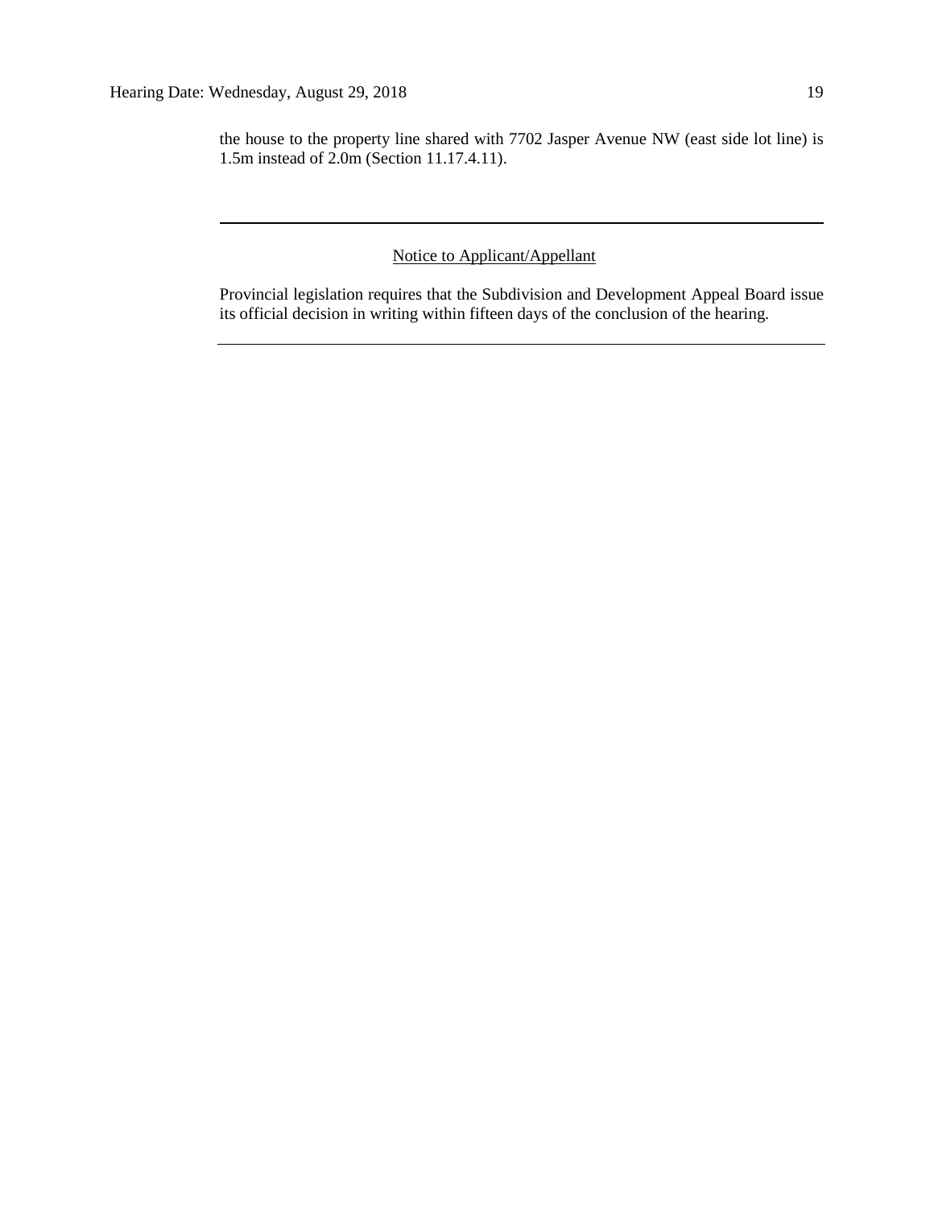the house to the property line shared with 7702 Jasper Avenue NW (east side lot line) is 1.5m instead of 2.0m (Section 11.17.4.11).

---

Notice to Applicant/Appellant

Provincial legislation requires that the Subdivision and Development Appeal Board issue its official decision in writing within fifteen days of the conclusion of the hearing.

---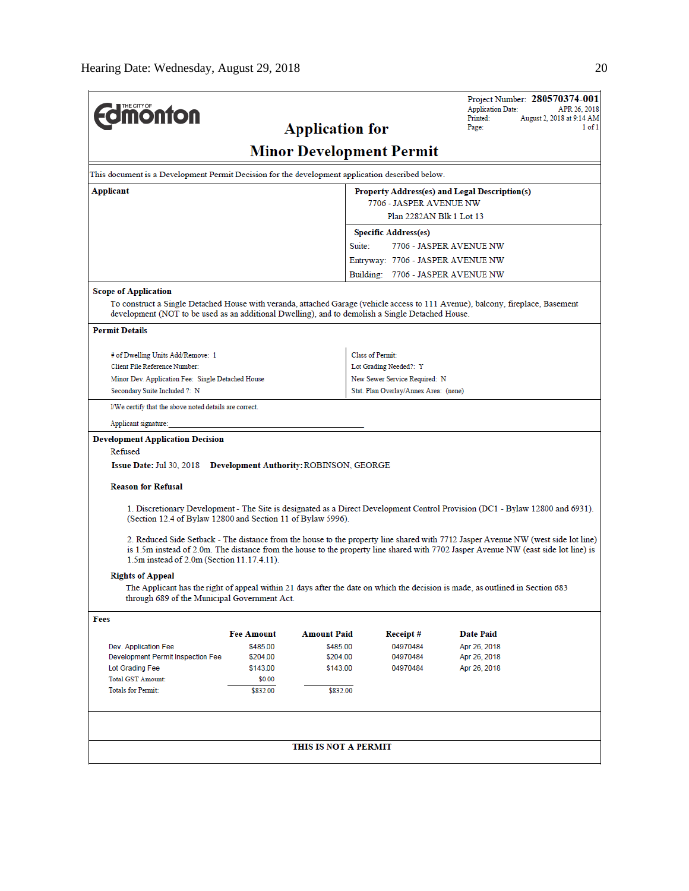THE CITY OF **Edmonton**

Project Number: **280570374-001**
Application Date: APR 26, 2018
Printed: August 2, 2018 at 9:14 AM
Page: 1 of 1

# Application for Minor Development Permit

This document is a Development Permit Decision for the development application described below.

| **Applicant** | **Property Address(es) and Legal Description(s)** |
|---|---|
| | 7706 - JASPER AVENUE NW<br>Plan 2282AN Blk 1 Lot 13 |
| | **Specific Address(es)** |
| | Suite: 7706 - JASPER AVENUE NW |
| | Entryway: 7706 - JASPER AVENUE NW |
| | Building: 7706 - JASPER AVENUE NW |

**Scope of Application**

To construct a Single Detached House with veranda, attached Garage (vehicle access to 111 Avenue), balcony, fireplace, Basement development (NOT to be used as an additional Dwelling), and to demolish a Single Detached House.

**Permit Details**

| | |
|---|---|
| # of Dwelling Units Add/Remove: 1 | Class of Permit: |
| Client File Reference Number: | Lot Grading Needed?: Y |
| Minor Dev. Application Fee: Single Detached House | New Sewer Service Required: N |
| Secondary Suite Included ?: N | Stat. Plan Overlay/Annex Area: (none) |

I/We certify that the above noted details are correct.

Applicant signature:\_\_\_\_\_\_\_\_\_\_\_\_\_\_\_\_\_\_\_\_\_\_\_\_\_\_\_\_\_\_\_\_\_\_\_\_\_\_\_\_

**Development Application Decision**

Refused

**Issue Date:** Jul 30, 2018 **Development Authority:** ROBINSON, GEORGE

**Reason for Refusal**

1. Discretionary Development - The Site is designated as a Direct Development Control Provision (DC1 - Bylaw 12800 and 6931). (Section 12.4 of Bylaw 12800 and Section 11 of Bylaw 5996).

2. Reduced Side Setback - The distance from the house to the property line shared with 7712 Jasper Avenue NW (west side lot line) is 1.5m instead of 2.0m. The distance from the house to the property line shared with 7702 Jasper Avenue NW (east side lot line) is 1.5m instead of 2.0m (Section 11.17.4.11).

**Rights of Appeal**

The Applicant has the right of appeal within 21 days after the date on which the decision is made, as outlined in Section 683 through 689 of the Municipal Government Act.

**Fees**

| | Fee Amount | Amount Paid | Receipt # | Date Paid |
|---|---|---|---|---|
| Dev. Application Fee | $485.00 | $485.00 | 04970484 | Apr 26, 2018 |
| Development Permit Inspection Fee | $204.00 | $204.00 | 04970484 | Apr 26, 2018 |
| Lot Grading Fee | $143.00 | $143.00 | 04970484 | Apr 26, 2018 |
| Total GST Amount: | $0.00 | | | |
| Totals for Permit: | $832.00 | $832.00 | | |

**THIS IS NOT A PERMIT**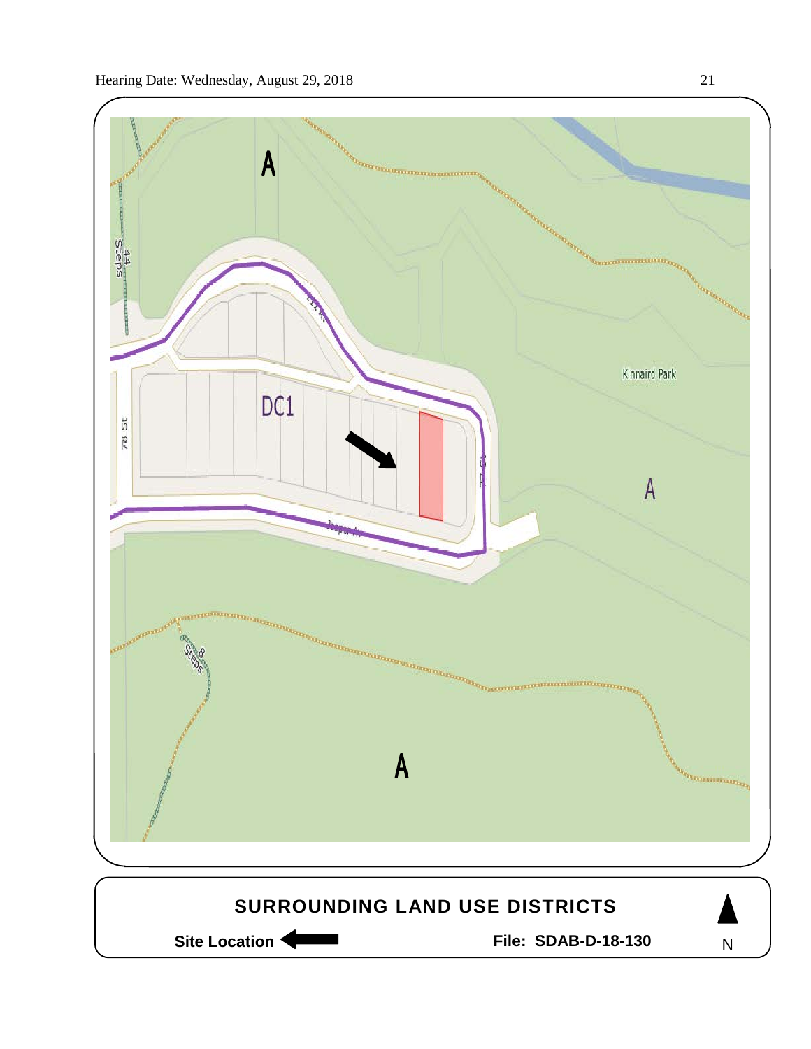A

DC1

Kinnaird Park

A

A

**SURROUNDING LAND USE DISTRICTS**

**Site Location** ⬅

**File: SDAB-D-18-130**

N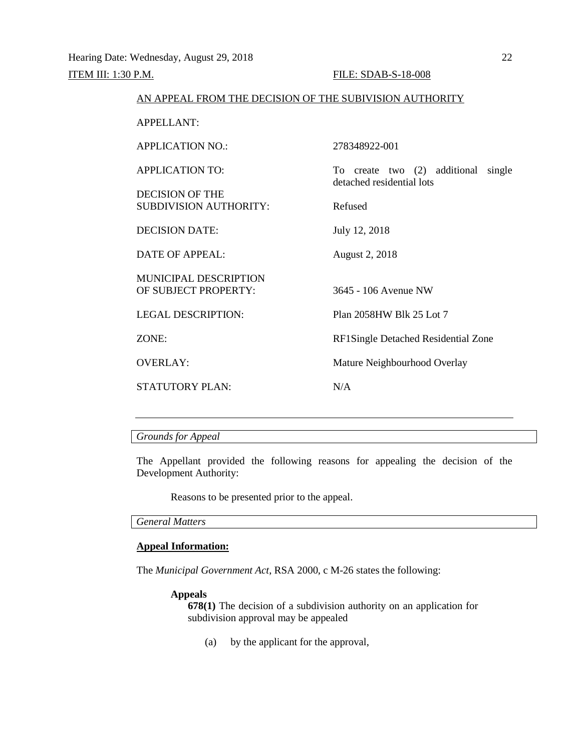ITEM III: 1:30 P.M.    FILE: SDAB-S-18-008

AN APPEAL FROM THE DECISION OF THE SUBIVISION AUTHORITY

| | |
|---|---|
| APPELLANT: | |
| APPLICATION NO.: | 278348922-001 |
| APPLICATION TO: | To create two (2) additional single detached residential lots |
| DECISION OF THE SUBDIVISION AUTHORITY: | Refused |
| DECISION DATE: | July 12, 2018 |
| DATE OF APPEAL: | August 2, 2018 |
| MUNICIPAL DESCRIPTION OF SUBJECT PROPERTY: | 3645 - 106 Avenue NW |
| LEGAL DESCRIPTION: | Plan 2058HW Blk 25 Lot 7 |
| ZONE: | RF1Single Detached Residential Zone |
| OVERLAY: | Mature Neighbourhood Overlay |
| STATUTORY PLAN: | N/A |

---

*Grounds for Appeal*

The Appellant provided the following reasons for appealing the decision of the Development Authority:

Reasons to be presented prior to the appeal.

*General Matters*

**Appeal Information:**

The *Municipal Government Act*, RSA 2000, c M-26 states the following:

**Appeals**

**678(1)** The decision of a subdivision authority on an application for subdivision approval may be appealed

(a) by the applicant for the approval,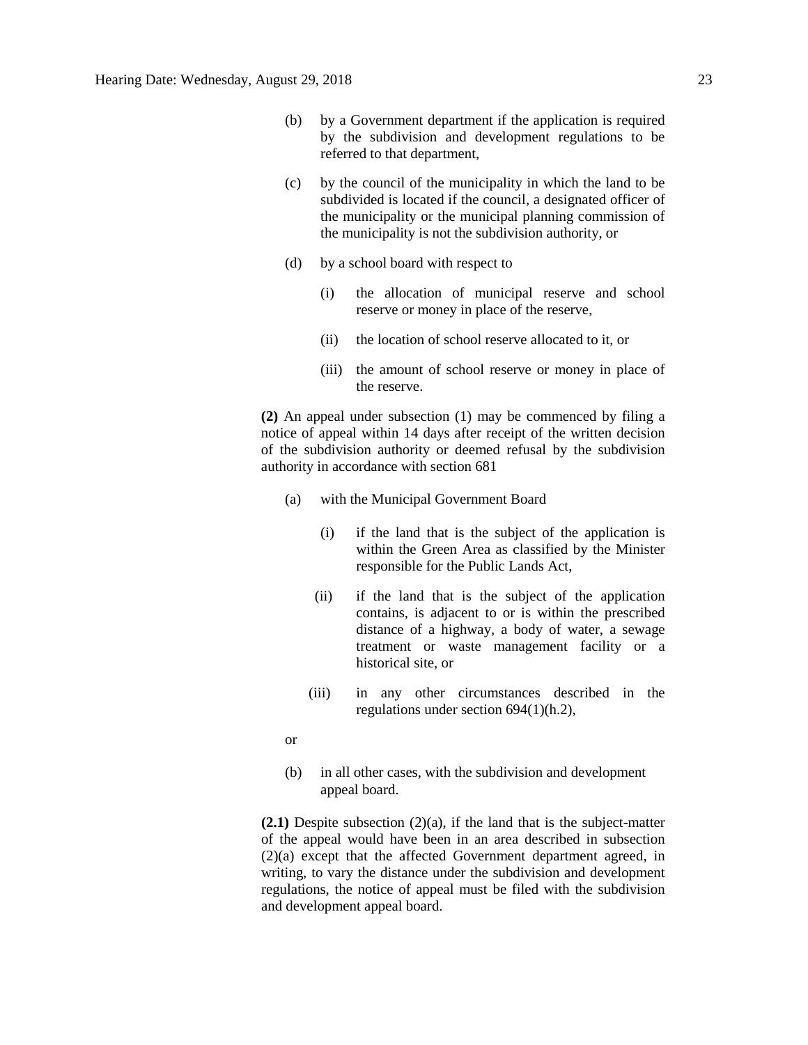(b) by a Government department if the application is required by the subdivision and development regulations to be referred to that department,

(c) by the council of the municipality in which the land to be subdivided is located if the council, a designated officer of the municipality or the municipal planning commission of the municipality is not the subdivision authority, or

(d) by a school board with respect to

(i) the allocation of municipal reserve and school reserve or money in place of the reserve,

(ii) the location of school reserve allocated to it, or

(iii) the amount of school reserve or money in place of the reserve.

**(2)** An appeal under subsection (1) may be commenced by filing a notice of appeal within 14 days after receipt of the written decision of the subdivision authority or deemed refusal by the subdivision authority in accordance with section 681

(a) with the Municipal Government Board

(i) if the land that is the subject of the application is within the Green Area as classified by the Minister responsible for the Public Lands Act,

(ii) if the land that is the subject of the application contains, is adjacent to or is within the prescribed distance of a highway, a body of water, a sewage treatment or waste management facility or a historical site, or

(iii) in any other circumstances described in the regulations under section 694(1)(h.2),

or

(b) in all other cases, with the subdivision and development appeal board.

**(2.1)** Despite subsection (2)(a), if the land that is the subject-matter of the appeal would have been in an area described in subsection (2)(a) except that the affected Government department agreed, in writing, to vary the distance under the subdivision and development regulations, the notice of appeal must be filed with the subdivision and development appeal board.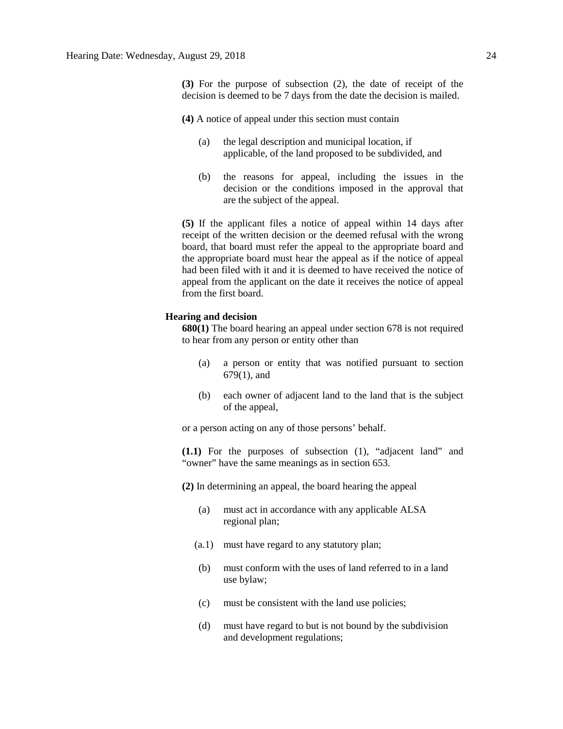**(3)** For the purpose of subsection (2), the date of receipt of the decision is deemed to be 7 days from the date the decision is mailed.

**(4)** A notice of appeal under this section must contain

- (a) the legal description and municipal location, if applicable, of the land proposed to be subdivided, and
- (b) the reasons for appeal, including the issues in the decision or the conditions imposed in the approval that are the subject of the appeal.

**(5)** If the applicant files a notice of appeal within 14 days after receipt of the written decision or the deemed refusal with the wrong board, that board must refer the appeal to the appropriate board and the appropriate board must hear the appeal as if the notice of appeal had been filed with it and it is deemed to have received the notice of appeal from the applicant on the date it receives the notice of appeal from the first board.

**Hearing and decision**

**680(1)** The board hearing an appeal under section 678 is not required to hear from any person or entity other than

- (a) a person or entity that was notified pursuant to section 679(1), and
- (b) each owner of adjacent land to the land that is the subject of the appeal,

or a person acting on any of those persons' behalf.

**(1.1)** For the purposes of subsection (1), "adjacent land" and "owner" have the same meanings as in section 653.

**(2)** In determining an appeal, the board hearing the appeal

- (a) must act in accordance with any applicable ALSA regional plan;
- (a.1) must have regard to any statutory plan;
- (b) must conform with the uses of land referred to in a land use bylaw;
- (c) must be consistent with the land use policies;
- (d) must have regard to but is not bound by the subdivision and development regulations;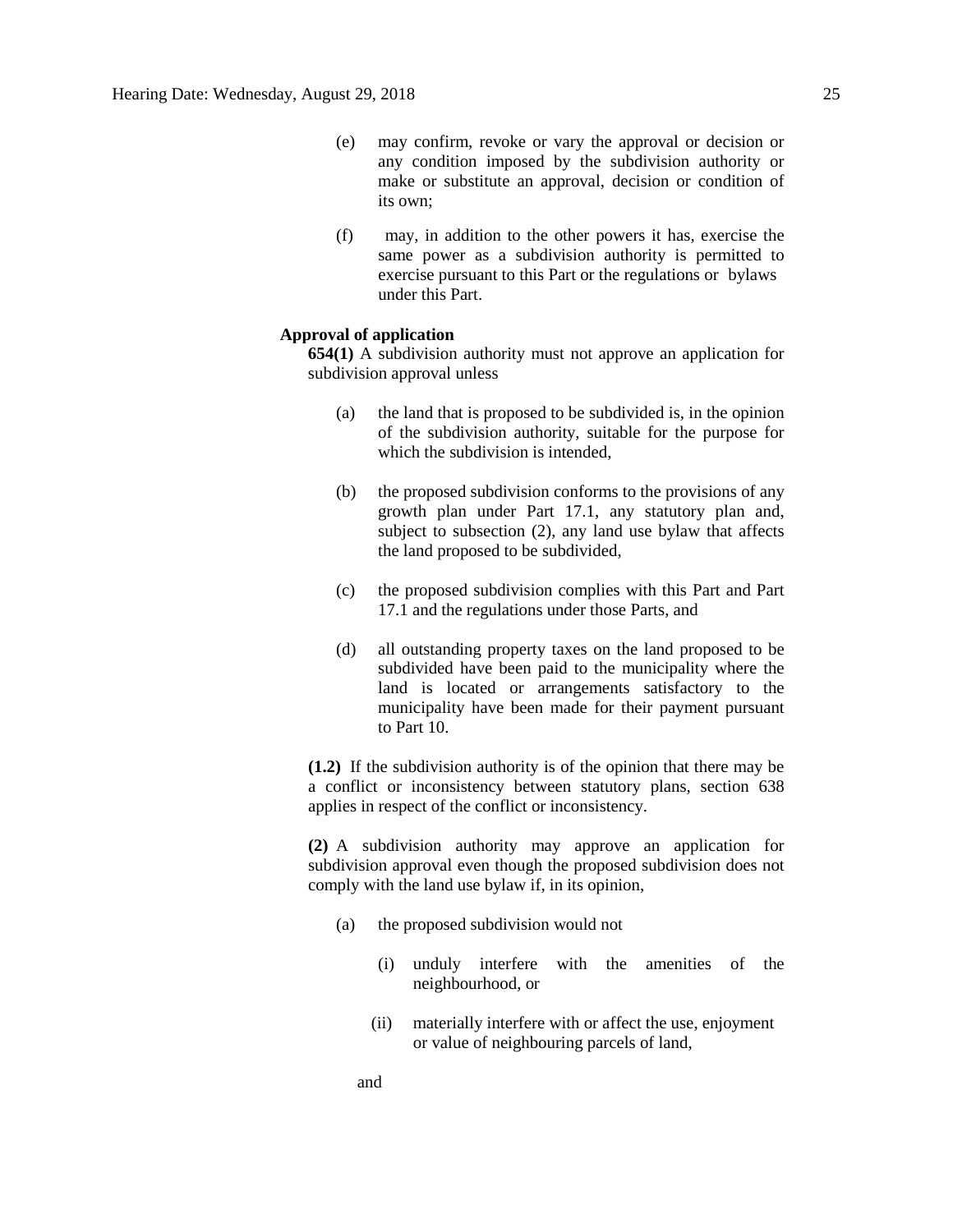(e) may confirm, revoke or vary the approval or decision or any condition imposed by the subdivision authority or make or substitute an approval, decision or condition of its own;

(f) may, in addition to the other powers it has, exercise the same power as a subdivision authority is permitted to exercise pursuant to this Part or the regulations or bylaws under this Part.

**Approval of application**

**654(1)** A subdivision authority must not approve an application for subdivision approval unless

(a) the land that is proposed to be subdivided is, in the opinion of the subdivision authority, suitable for the purpose for which the subdivision is intended,

(b) the proposed subdivision conforms to the provisions of any growth plan under Part 17.1, any statutory plan and, subject to subsection (2), any land use bylaw that affects the land proposed to be subdivided,

(c) the proposed subdivision complies with this Part and Part 17.1 and the regulations under those Parts, and

(d) all outstanding property taxes on the land proposed to be subdivided have been paid to the municipality where the land is located or arrangements satisfactory to the municipality have been made for their payment pursuant to Part 10.

**(1.2)** If the subdivision authority is of the opinion that there may be a conflict or inconsistency between statutory plans, section 638 applies in respect of the conflict or inconsistency.

**(2)** A subdivision authority may approve an application for subdivision approval even though the proposed subdivision does not comply with the land use bylaw if, in its opinion,

(a) the proposed subdivision would not

(i) unduly interfere with the amenities of the neighbourhood, or

(ii) materially interfere with or affect the use, enjoyment or value of neighbouring parcels of land,

and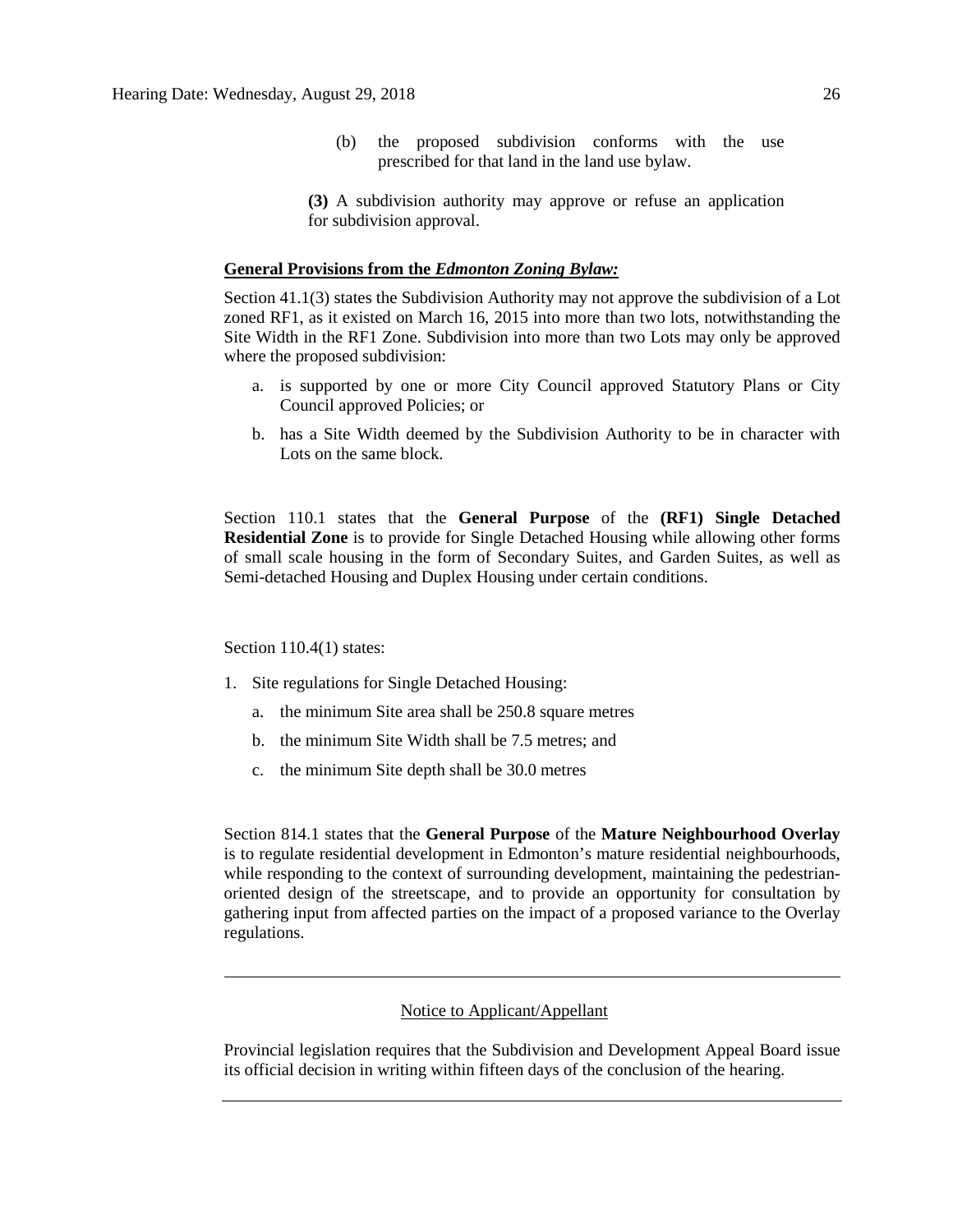(b) the proposed subdivision conforms with the use prescribed for that land in the land use bylaw.

**(3)** A subdivision authority may approve or refuse an application for subdivision approval.

**General Provisions from the *Edmonton Zoning Bylaw:***

Section 41.1(3) states the Subdivision Authority may not approve the subdivision of a Lot zoned RF1, as it existed on March 16, 2015 into more than two lots, notwithstanding the Site Width in the RF1 Zone. Subdivision into more than two Lots may only be approved where the proposed subdivision:

a. is supported by one or more City Council approved Statutory Plans or City Council approved Policies; or

b. has a Site Width deemed by the Subdivision Authority to be in character with Lots on the same block.

Section 110.1 states that the **General Purpose** of the **(RF1) Single Detached Residential Zone** is to provide for Single Detached Housing while allowing other forms of small scale housing in the form of Secondary Suites, and Garden Suites, as well as Semi-detached Housing and Duplex Housing under certain conditions.

Section 110.4(1) states:

1. Site regulations for Single Detached Housing:
   a. the minimum Site area shall be 250.8 square metres
   b. the minimum Site Width shall be 7.5 metres; and
   c. the minimum Site depth shall be 30.0 metres

Section 814.1 states that the **General Purpose** of the **Mature Neighbourhood Overlay** is to regulate residential development in Edmonton's mature residential neighbourhoods, while responding to the context of surrounding development, maintaining the pedestrian-oriented design of the streetscape, and to provide an opportunity for consultation by gathering input from affected parties on the impact of a proposed variance to the Overlay regulations.

---

Notice to Applicant/Appellant

Provincial legislation requires that the Subdivision and Development Appeal Board issue its official decision in writing within fifteen days of the conclusion of the hearing.

---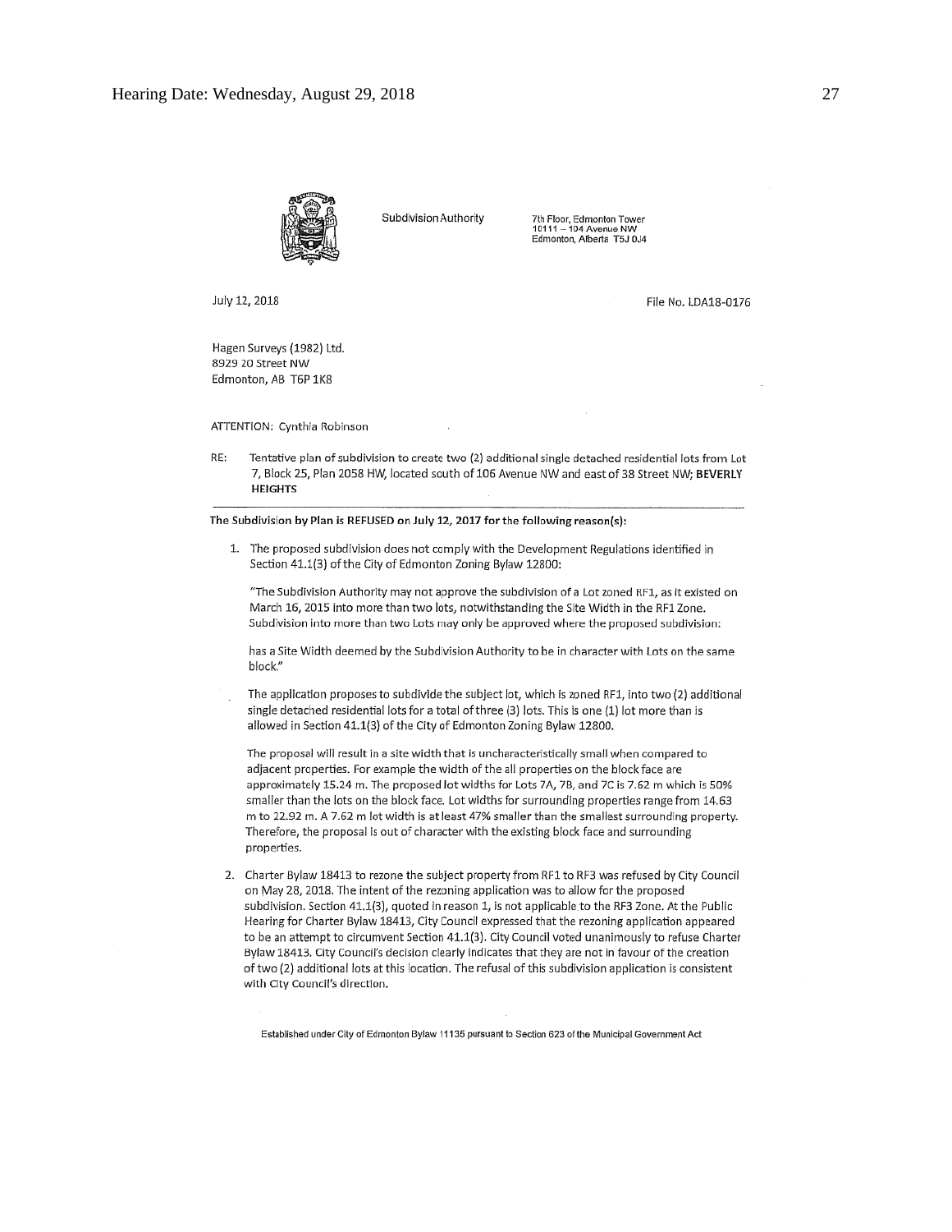Subdivision Authority

7th Floor, Edmonton Tower
10111 – 104 Avenue NW
Edmonton, Alberta T5J 0J4

July 12, 2018

File No. LDA18-0176

Hagen Surveys (1982) Ltd.
8929 20 Street NW
Edmonton, AB T6P 1K8

ATTENTION: Cynthia Robinson

RE: Tentative plan of subdivision to create two (2) additional single detached residential lots from Lot 7, Block 25, Plan 2058 HW, located south of 106 Avenue NW and east of 38 Street NW; **BEVERLY HEIGHTS**

---

**The Subdivision by Plan is REFUSED on July 12, 2017 for the following reason(s):**

1. The proposed subdivision does not comply with the Development Regulations identified in Section 41.1(3) of the City of Edmonton Zoning Bylaw 12800:

   "The Subdivision Authority may not approve the subdivision of a Lot zoned RF1, as it existed on March 16, 2015 into more than two lots, notwithstanding the Site Width in the RF1 Zone. Subdivision into more than two Lots may only be approved where the proposed subdivision:

   has a Site Width deemed by the Subdivision Authority to be in character with Lots on the same block."

   The application proposes to subdivide the subject lot, which is zoned RF1, into two (2) additional single detached residential lots for a total of three (3) lots. This is one (1) lot more than is allowed in Section 41.1(3) of the City of Edmonton Zoning Bylaw 12800.

   The proposal will result in a site width that is uncharacteristically small when compared to adjacent properties. For example the width of the all properties on the block face are approximately 15.24 m. The proposed lot widths for Lots 7A, 7B, and 7C is 7.62 m which is 50% smaller than the lots on the block face. Lot widths for surrounding properties range from 14.63 m to 22.92 m. A 7.62 m lot width is at least 47% smaller than the smallest surrounding property. Therefore, the proposal is out of character with the existing block face and surrounding properties.

2. Charter Bylaw 18413 to rezone the subject property from RF1 to RF3 was refused by City Council on May 28, 2018. The intent of the rezoning application was to allow for the proposed subdivision. Section 41.1(3), quoted in reason 1, is not applicable to the RF3 Zone. At the Public Hearing for Charter Bylaw 18413, City Council expressed that the rezoning application appeared to be an attempt to circumvent Section 41.1(3). City Council voted unanimously to refuse Charter Bylaw 18413. City Council's decision clearly indicates that they are not in favour of the creation of two (2) additional lots at this location. The refusal of this subdivision application is consistent with City Council's direction.

Established under City of Edmonton Bylaw 11135 pursuant to Section 623 of the Municipal Government Act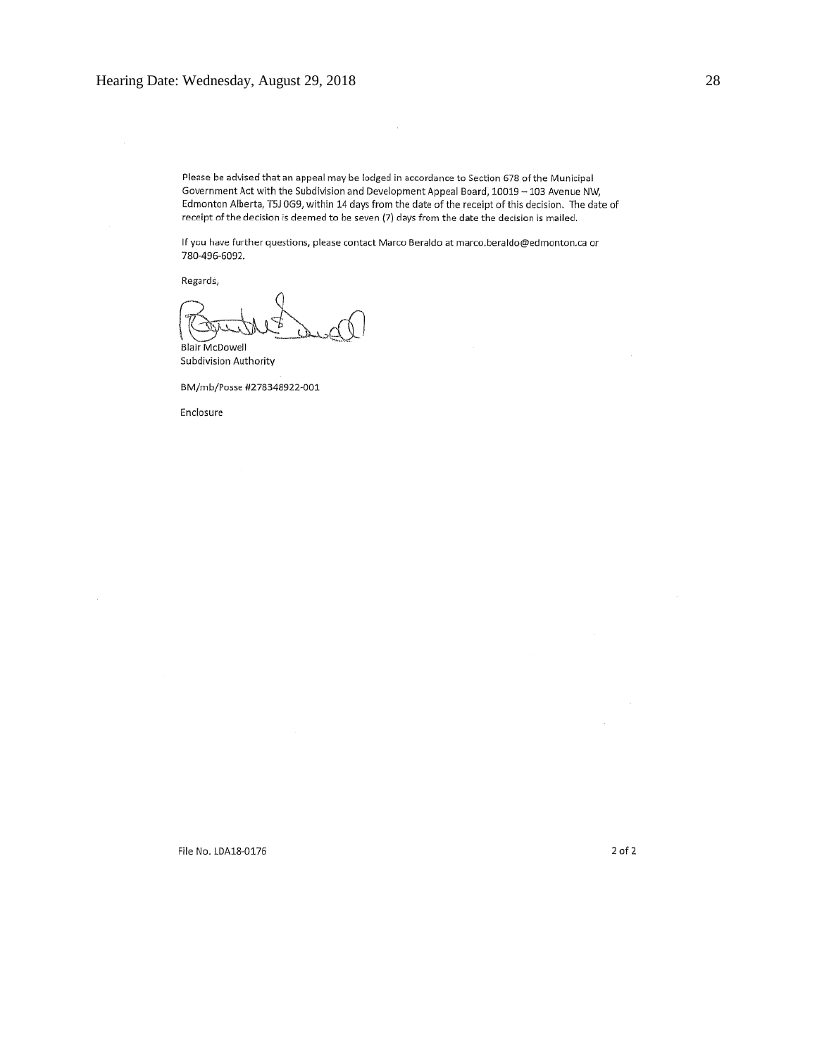Please be advised that an appeal may be lodged in accordance to Section 678 of the Municipal Government Act with the Subdivision and Development Appeal Board, 10019 – 103 Avenue NW, Edmonton Alberta, T5J 0G9, within 14 days from the date of the receipt of this decision. The date of receipt of the decision is deemed to be seven (7) days from the date the decision is mailed.

If you have further questions, please contact Marco Beraldo at marco.beraldo@edmonton.ca or 780-496-6092.

Regards,

Blair McDowell
Subdivision Authority

BM/mb/Posse #278348922-001

Enclosure

File No. LDA18-0176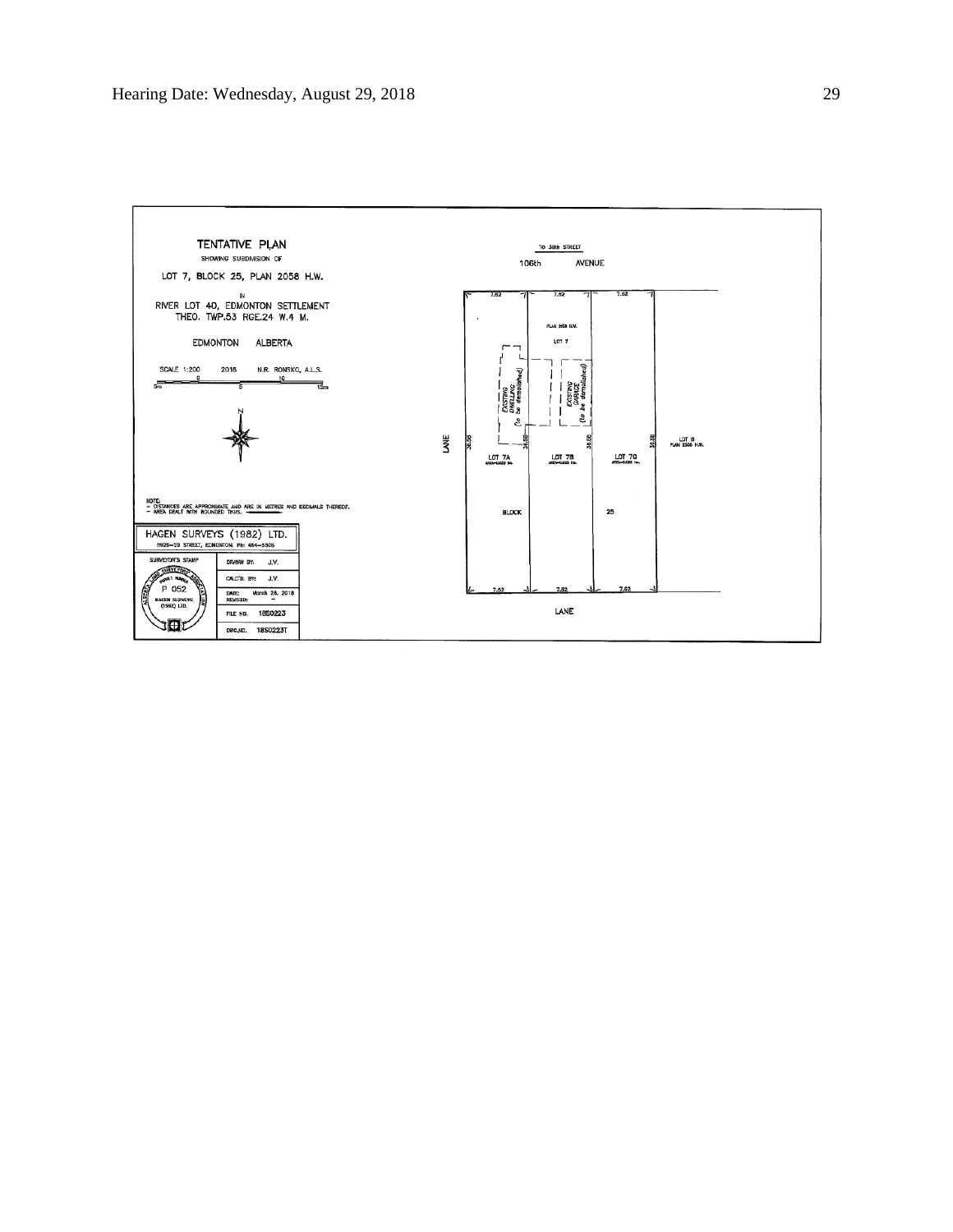TENTATIVE PLAN

SHOWING SUBDIVISION OF

LOT 7, BLOCK 25, PLAN 2058 H.W.

IN

RIVER LOT 40, EDMONTON SETTLEMENT

THEO. TWP.53 RGE.24 W.4 M.

EDMONTON ALBERTA

SCALE 1:200 2018 N.R. RONSKO, A.L.S.

NOTE:
- DISTANCES ARE APPROXIMATE AND ARE IN METRES AND DECIMALS THEREOF.
- AREA DEALT WITH BOUNDED THUS.

HAGEN SURVEYS (1982) LTD.

8929-20 STREET, EDMONTON. Ph: 464-5506

| SURVEYOR'S STAMP | |
|---|---|
| P 052 HAGEN SURVEYS (1982) LTD. | DRAWN BY: J.V. |
| | CALC'D. BY: J.V. |
| | DATE: March 28, 2018 REVISED: - |
| | FILE NO. 18S0223 |
| | DWG.NO. 18S0223T |

TO 38th STREET

106th AVENUE

7.62 7.62 7.62

PLAN 2058 H.W.

LOT 7

EXISTING DWELLING (to be demolished)

EXISTING GARAGE (to be demolished)

LANE

36.58 36.58 36.58 36.58

LOT 7A

LOT 7B

LOT 7C

LOT 8 PLAN 2058 H.W.

BLOCK 25

7.62 7.62 7.62

LANE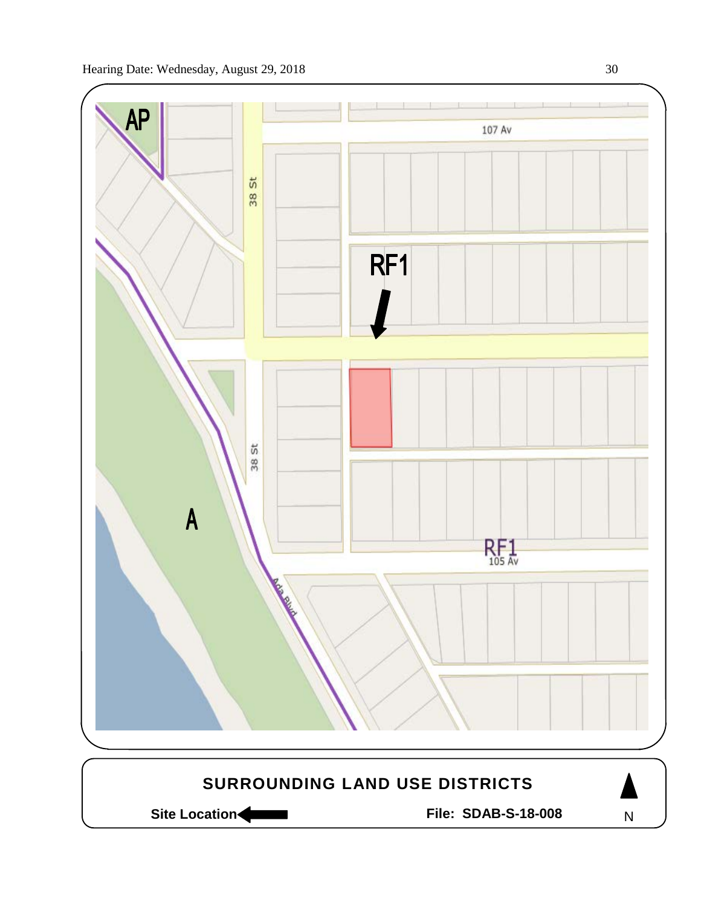AP

107 Av

38 St

RF1

38 St

A

RF1

105 Av

Ada Blvd

**SURROUNDING LAND USE DISTRICTS**

**Site Location** ←

**File: SDAB-S-18-008**

N